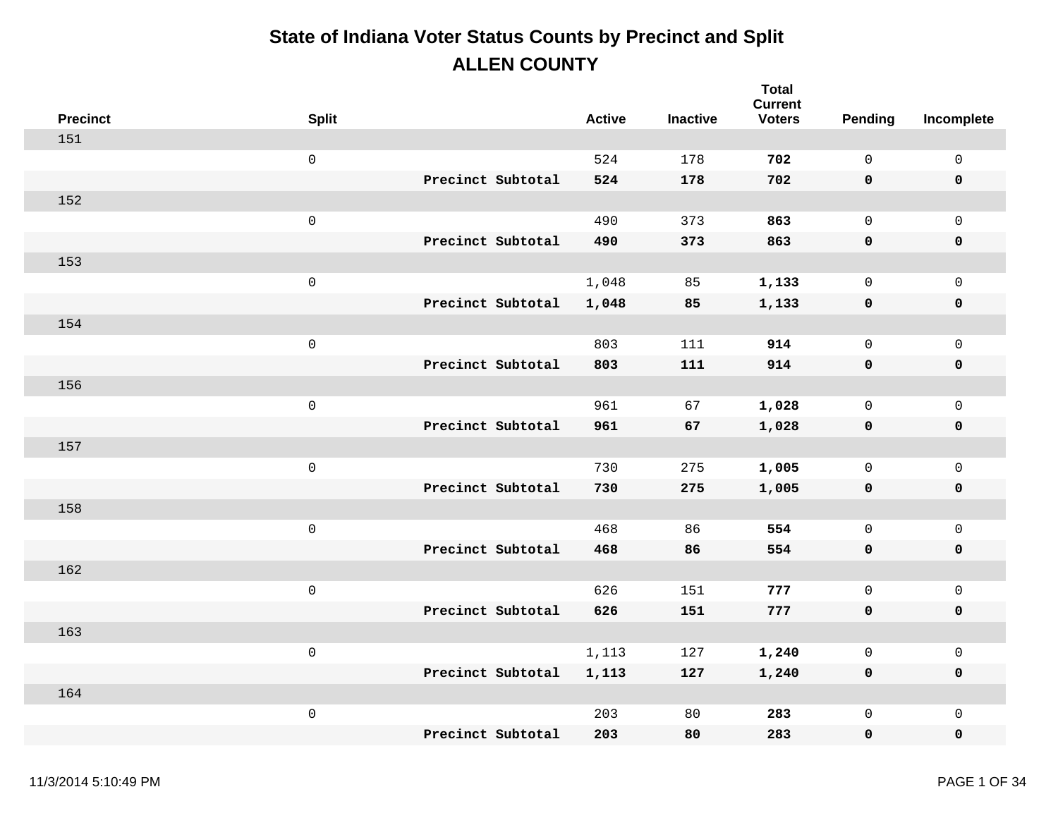# State of Indiana Voter Status Counts by Precinct and Split

## ALLEN COUNTY

| Precinct | Split | | Active | Inactive | Total Current Voters | Pending | Incomplete |
|---|---|---|---|---|---|---|---|
| 151 | | | | | | | |
| | 0 | | 524 | 178 | **702** | 0 | 0 |
| | | **Precinct Subtotal** | **524** | **178** | **702** | **0** | **0** |
| 152 | | | | | | | |
| | 0 | | 490 | 373 | **863** | 0 | 0 |
| | | **Precinct Subtotal** | **490** | **373** | **863** | **0** | **0** |
| 153 | | | | | | | |
| | 0 | | 1,048 | 85 | **1,133** | 0 | 0 |
| | | **Precinct Subtotal** | **1,048** | **85** | **1,133** | **0** | **0** |
| 154 | | | | | | | |
| | 0 | | 803 | 111 | **914** | 0 | 0 |
| | | **Precinct Subtotal** | **803** | **111** | **914** | **0** | **0** |
| 156 | | | | | | | |
| | 0 | | 961 | 67 | **1,028** | 0 | 0 |
| | | **Precinct Subtotal** | **961** | **67** | **1,028** | **0** | **0** |
| 157 | | | | | | | |
| | 0 | | 730 | 275 | **1,005** | 0 | 0 |
| | | **Precinct Subtotal** | **730** | **275** | **1,005** | **0** | **0** |
| 158 | | | | | | | |
| | 0 | | 468 | 86 | **554** | 0 | 0 |
| | | **Precinct Subtotal** | **468** | **86** | **554** | **0** | **0** |
| 162 | | | | | | | |
| | 0 | | 626 | 151 | **777** | 0 | 0 |
| | | **Precinct Subtotal** | **626** | **151** | **777** | **0** | **0** |
| 163 | | | | | | | |
| | 0 | | 1,113 | 127 | **1,240** | 0 | 0 |
| | | **Precinct Subtotal** | **1,113** | **127** | **1,240** | **0** | **0** |
| 164 | | | | | | | |
| | 0 | | 203 | 80 | **283** | 0 | 0 |
| | | **Precinct Subtotal** | **203** | **80** | **283** | **0** | **0** |

11/3/2014 5:10:49 PM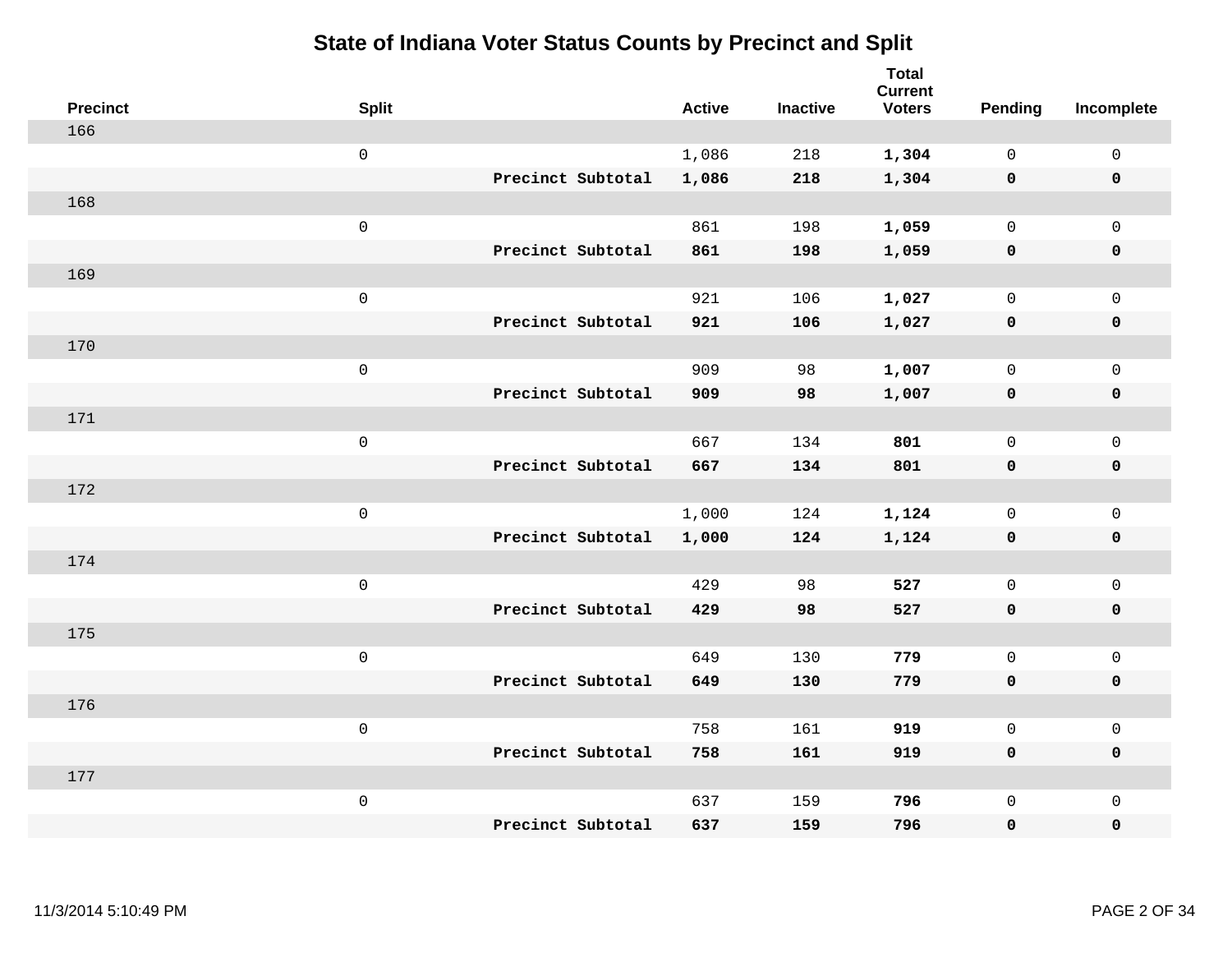# State of Indiana Voter Status Counts by Precinct and Split

| Precinct | Split | | Active | Inactive | Total Current Voters | Pending | Incomplete |
|---|---|---|---|---|---|---|---|
| 166 | | | | | | | |
| | 0 | | 1,086 | 218 | **1,304** | 0 | 0 |
| | | **Precinct Subtotal** | **1,086** | **218** | **1,304** | **0** | **0** |
| 168 | | | | | | | |
| | 0 | | 861 | 198 | **1,059** | 0 | 0 |
| | | **Precinct Subtotal** | **861** | **198** | **1,059** | **0** | **0** |
| 169 | | | | | | | |
| | 0 | | 921 | 106 | **1,027** | 0 | 0 |
| | | **Precinct Subtotal** | **921** | **106** | **1,027** | **0** | **0** |
| 170 | | | | | | | |
| | 0 | | 909 | 98 | **1,007** | 0 | 0 |
| | | **Precinct Subtotal** | **909** | **98** | **1,007** | **0** | **0** |
| 171 | | | | | | | |
| | 0 | | 667 | 134 | **801** | 0 | 0 |
| | | **Precinct Subtotal** | **667** | **134** | **801** | **0** | **0** |
| 172 | | | | | | | |
| | 0 | | 1,000 | 124 | **1,124** | 0 | 0 |
| | | **Precinct Subtotal** | **1,000** | **124** | **1,124** | **0** | **0** |
| 174 | | | | | | | |
| | 0 | | 429 | 98 | **527** | 0 | 0 |
| | | **Precinct Subtotal** | **429** | **98** | **527** | **0** | **0** |
| 175 | | | | | | | |
| | 0 | | 649 | 130 | **779** | 0 | 0 |
| | | **Precinct Subtotal** | **649** | **130** | **779** | **0** | **0** |
| 176 | | | | | | | |
| | 0 | | 758 | 161 | **919** | 0 | 0 |
| | | **Precinct Subtotal** | **758** | **161** | **919** | **0** | **0** |
| 177 | | | | | | | |
| | 0 | | 637 | 159 | **796** | 0 | 0 |
| | | **Precinct Subtotal** | **637** | **159** | **796** | **0** | **0** |

11/3/2014 5:10:49 PM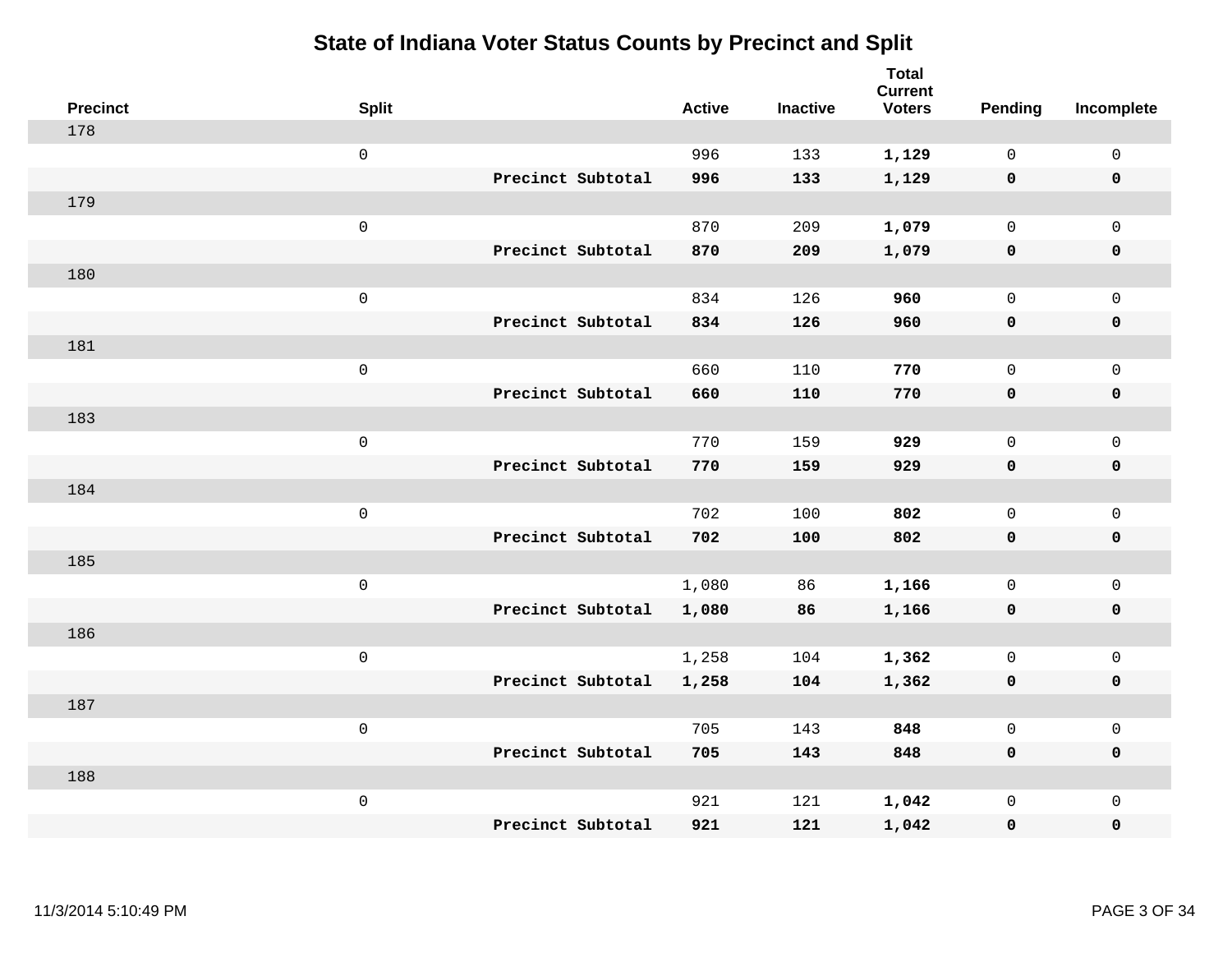# State of Indiana Voter Status Counts by Precinct and Split

| Precinct | Split | | Active | Inactive | Total Current Voters | Pending | Incomplete |
|---|---|---|---|---|---|---|---|
| 178 | | | | | | | |
| | 0 | | 996 | 133 | **1,129** | 0 | 0 |
| | | **Precinct Subtotal** | **996** | **133** | **1,129** | **0** | **0** |
| 179 | | | | | | | |
| | 0 | | 870 | 209 | **1,079** | 0 | 0 |
| | | **Precinct Subtotal** | **870** | **209** | **1,079** | **0** | **0** |
| 180 | | | | | | | |
| | 0 | | 834 | 126 | **960** | 0 | 0 |
| | | **Precinct Subtotal** | **834** | **126** | **960** | **0** | **0** |
| 181 | | | | | | | |
| | 0 | | 660 | 110 | **770** | 0 | 0 |
| | | **Precinct Subtotal** | **660** | **110** | **770** | **0** | **0** |
| 183 | | | | | | | |
| | 0 | | 770 | 159 | **929** | 0 | 0 |
| | | **Precinct Subtotal** | **770** | **159** | **929** | **0** | **0** |
| 184 | | | | | | | |
| | 0 | | 702 | 100 | **802** | 0 | 0 |
| | | **Precinct Subtotal** | **702** | **100** | **802** | **0** | **0** |
| 185 | | | | | | | |
| | 0 | | 1,080 | 86 | **1,166** | 0 | 0 |
| | | **Precinct Subtotal** | **1,080** | **86** | **1,166** | **0** | **0** |
| 186 | | | | | | | |
| | 0 | | 1,258 | 104 | **1,362** | 0 | 0 |
| | | **Precinct Subtotal** | **1,258** | **104** | **1,362** | **0** | **0** |
| 187 | | | | | | | |
| | 0 | | 705 | 143 | **848** | 0 | 0 |
| | | **Precinct Subtotal** | **705** | **143** | **848** | **0** | **0** |
| 188 | | | | | | | |
| | 0 | | 921 | 121 | **1,042** | 0 | 0 |
| | | **Precinct Subtotal** | **921** | **121** | **1,042** | **0** | **0** |

11/3/2014 5:10:49 PM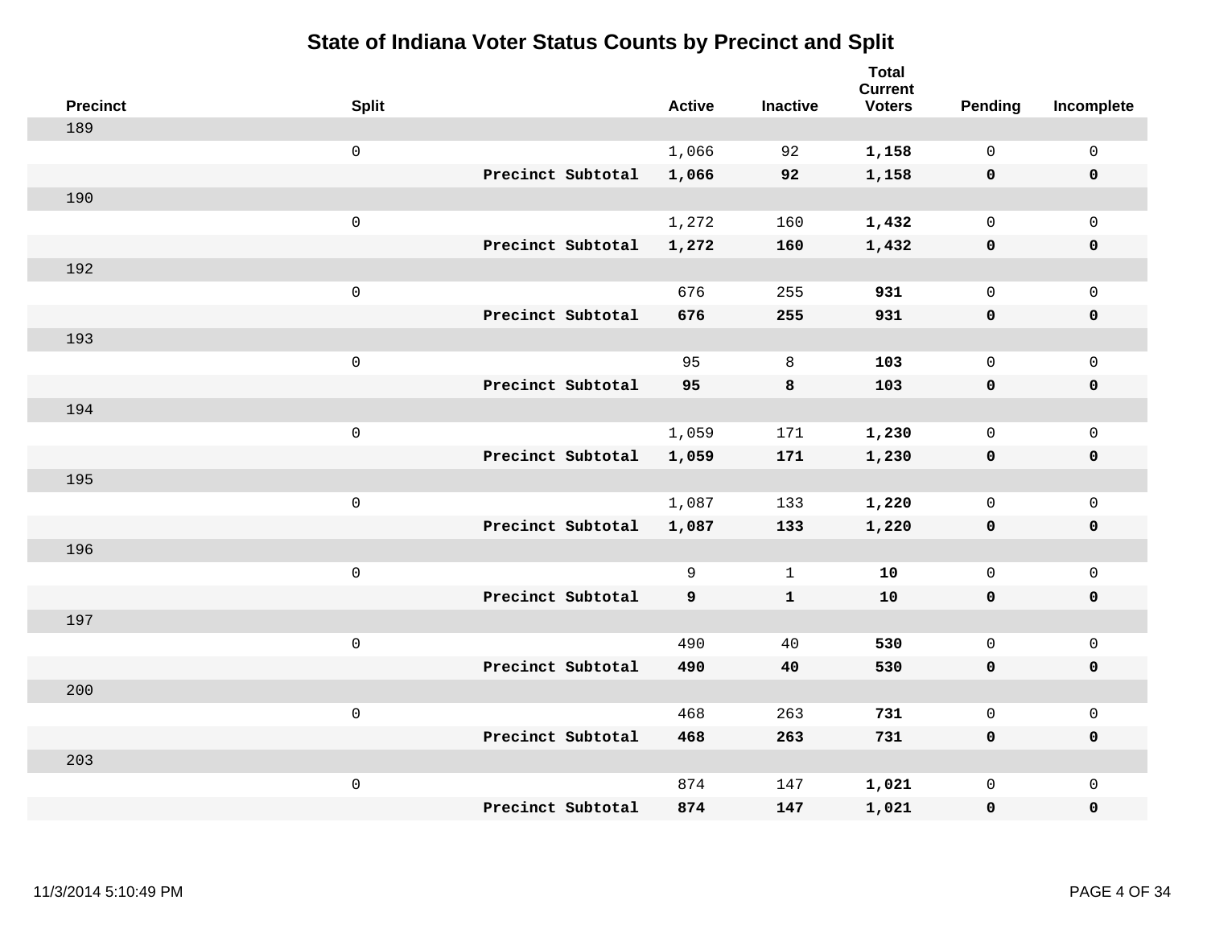# State of Indiana Voter Status Counts by Precinct and Split

| Precinct | Split | | Active | Inactive | Total Current Voters | Pending | Incomplete |
|---|---|---|---|---|---|---|---|
| 189 | | | | | | | |
| | 0 | | 1,066 | 92 | **1,158** | 0 | 0 |
| | | **Precinct Subtotal** | **1,066** | **92** | **1,158** | **0** | **0** |
| 190 | | | | | | | |
| | 0 | | 1,272 | 160 | **1,432** | 0 | 0 |
| | | **Precinct Subtotal** | **1,272** | **160** | **1,432** | **0** | **0** |
| 192 | | | | | | | |
| | 0 | | 676 | 255 | **931** | 0 | 0 |
| | | **Precinct Subtotal** | **676** | **255** | **931** | **0** | **0** |
| 193 | | | | | | | |
| | 0 | | 95 | 8 | **103** | 0 | 0 |
| | | **Precinct Subtotal** | **95** | **8** | **103** | **0** | **0** |
| 194 | | | | | | | |
| | 0 | | 1,059 | 171 | **1,230** | 0 | 0 |
| | | **Precinct Subtotal** | **1,059** | **171** | **1,230** | **0** | **0** |
| 195 | | | | | | | |
| | 0 | | 1,087 | 133 | **1,220** | 0 | 0 |
| | | **Precinct Subtotal** | **1,087** | **133** | **1,220** | **0** | **0** |
| 196 | | | | | | | |
| | 0 | | 9 | 1 | **10** | 0 | 0 |
| | | **Precinct Subtotal** | **9** | **1** | **10** | **0** | **0** |
| 197 | | | | | | | |
| | 0 | | 490 | 40 | **530** | 0 | 0 |
| | | **Precinct Subtotal** | **490** | **40** | **530** | **0** | **0** |
| 200 | | | | | | | |
| | 0 | | 468 | 263 | **731** | 0 | 0 |
| | | **Precinct Subtotal** | **468** | **263** | **731** | **0** | **0** |
| 203 | | | | | | | |
| | 0 | | 874 | 147 | **1,021** | 0 | 0 |
| | | **Precinct Subtotal** | **874** | **147** | **1,021** | **0** | **0** |

11/3/2014 5:10:49 PM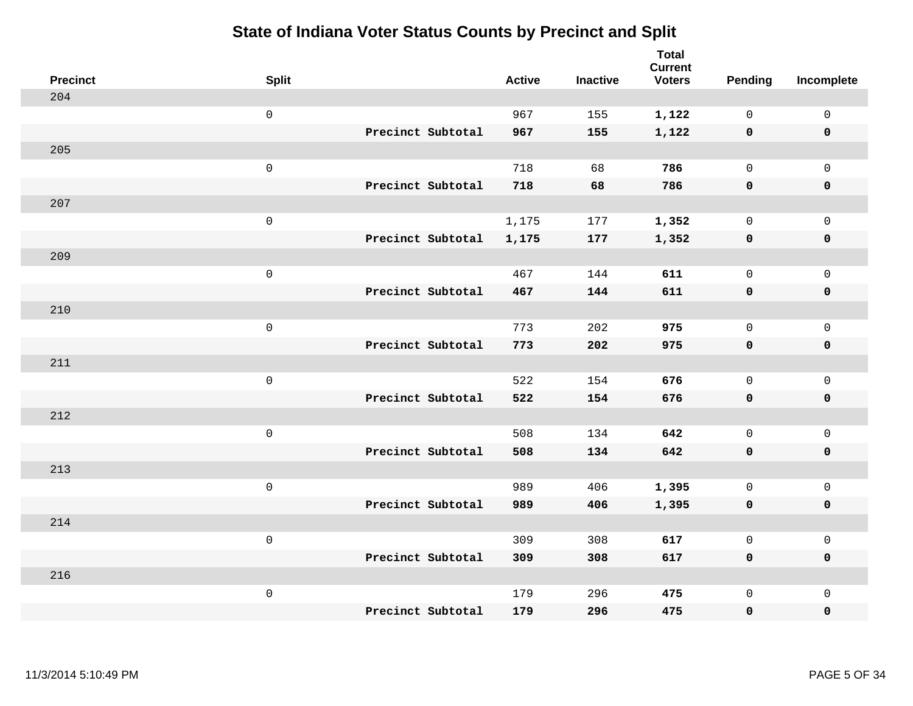# State of Indiana Voter Status Counts by Precinct and Split

| Precinct | Split | | Active | Inactive | Total Current Voters | Pending | Incomplete |
|---|---|---|---|---|---|---|---|
| 204 | | | | | | | |
| | 0 | | 967 | 155 | **1,122** | 0 | 0 |
| | | **Precinct Subtotal** | **967** | **155** | **1,122** | **0** | **0** |
| 205 | | | | | | | |
| | 0 | | 718 | 68 | **786** | 0 | 0 |
| | | **Precinct Subtotal** | **718** | **68** | **786** | **0** | **0** |
| 207 | | | | | | | |
| | 0 | | 1,175 | 177 | **1,352** | 0 | 0 |
| | | **Precinct Subtotal** | **1,175** | **177** | **1,352** | **0** | **0** |
| 209 | | | | | | | |
| | 0 | | 467 | 144 | **611** | 0 | 0 |
| | | **Precinct Subtotal** | **467** | **144** | **611** | **0** | **0** |
| 210 | | | | | | | |
| | 0 | | 773 | 202 | **975** | 0 | 0 |
| | | **Precinct Subtotal** | **773** | **202** | **975** | **0** | **0** |
| 211 | | | | | | | |
| | 0 | | 522 | 154 | **676** | 0 | 0 |
| | | **Precinct Subtotal** | **522** | **154** | **676** | **0** | **0** |
| 212 | | | | | | | |
| | 0 | | 508 | 134 | **642** | 0 | 0 |
| | | **Precinct Subtotal** | **508** | **134** | **642** | **0** | **0** |
| 213 | | | | | | | |
| | 0 | | 989 | 406 | **1,395** | 0 | 0 |
| | | **Precinct Subtotal** | **989** | **406** | **1,395** | **0** | **0** |
| 214 | | | | | | | |
| | 0 | | 309 | 308 | **617** | 0 | 0 |
| | | **Precinct Subtotal** | **309** | **308** | **617** | **0** | **0** |
| 216 | | | | | | | |
| | 0 | | 179 | 296 | **475** | 0 | 0 |
| | | **Precinct Subtotal** | **179** | **296** | **475** | **0** | **0** |

11/3/2014 5:10:49 PM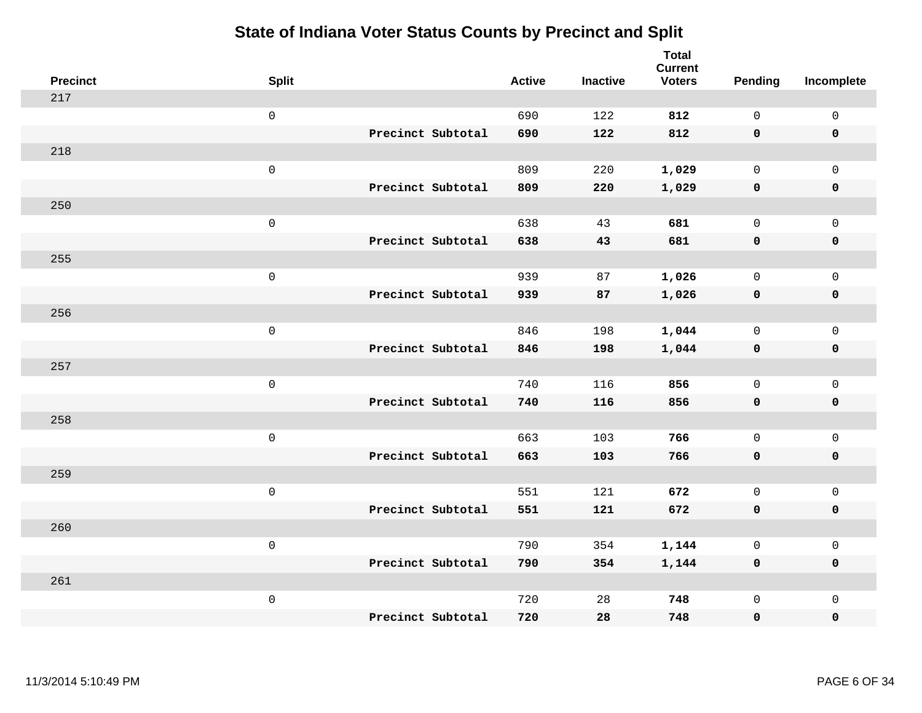# State of Indiana Voter Status Counts by Precinct and Split

| Precinct | Split | | Active | Inactive | Total Current Voters | Pending | Incomplete |
|---|---|---|---|---|---|---|---|
| 217 | | | | | | | |
| | 0 | | 690 | 122 | **812** | 0 | 0 |
| | | **Precinct Subtotal** | **690** | **122** | **812** | **0** | **0** |
| 218 | | | | | | | |
| | 0 | | 809 | 220 | **1,029** | 0 | 0 |
| | | **Precinct Subtotal** | **809** | **220** | **1,029** | **0** | **0** |
| 250 | | | | | | | |
| | 0 | | 638 | 43 | **681** | 0 | 0 |
| | | **Precinct Subtotal** | **638** | **43** | **681** | **0** | **0** |
| 255 | | | | | | | |
| | 0 | | 939 | 87 | **1,026** | 0 | 0 |
| | | **Precinct Subtotal** | **939** | **87** | **1,026** | **0** | **0** |
| 256 | | | | | | | |
| | 0 | | 846 | 198 | **1,044** | 0 | 0 |
| | | **Precinct Subtotal** | **846** | **198** | **1,044** | **0** | **0** |
| 257 | | | | | | | |
| | 0 | | 740 | 116 | **856** | 0 | 0 |
| | | **Precinct Subtotal** | **740** | **116** | **856** | **0** | **0** |
| 258 | | | | | | | |
| | 0 | | 663 | 103 | **766** | 0 | 0 |
| | | **Precinct Subtotal** | **663** | **103** | **766** | **0** | **0** |
| 259 | | | | | | | |
| | 0 | | 551 | 121 | **672** | 0 | 0 |
| | | **Precinct Subtotal** | **551** | **121** | **672** | **0** | **0** |
| 260 | | | | | | | |
| | 0 | | 790 | 354 | **1,144** | 0 | 0 |
| | | **Precinct Subtotal** | **790** | **354** | **1,144** | **0** | **0** |
| 261 | | | | | | | |
| | 0 | | 720 | 28 | **748** | 0 | 0 |
| | | **Precinct Subtotal** | **720** | **28** | **748** | **0** | **0** |

11/3/2014 5:10:49 PM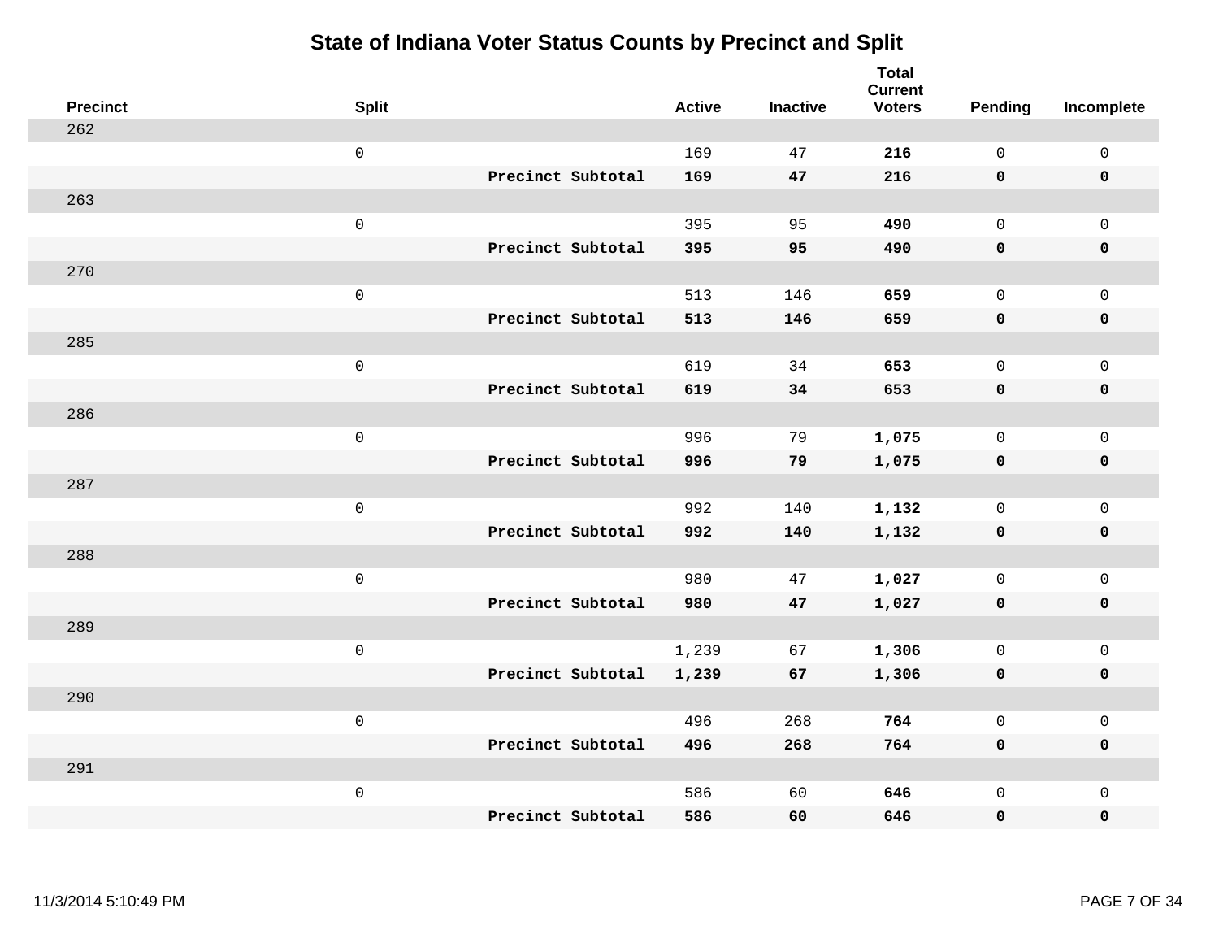# State of Indiana Voter Status Counts by Precinct and Split

| Precinct | Split | | Active | Inactive | Total Current Voters | Pending | Incomplete |
|---|---|---|---|---|---|---|---|
| 262 | | | | | | | |
| | 0 | | 169 | 47 | **216** | 0 | 0 |
| | | **Precinct Subtotal** | **169** | **47** | **216** | **0** | **0** |
| 263 | | | | | | | |
| | 0 | | 395 | 95 | **490** | 0 | 0 |
| | | **Precinct Subtotal** | **395** | **95** | **490** | **0** | **0** |
| 270 | | | | | | | |
| | 0 | | 513 | 146 | **659** | 0 | 0 |
| | | **Precinct Subtotal** | **513** | **146** | **659** | **0** | **0** |
| 285 | | | | | | | |
| | 0 | | 619 | 34 | **653** | 0 | 0 |
| | | **Precinct Subtotal** | **619** | **34** | **653** | **0** | **0** |
| 286 | | | | | | | |
| | 0 | | 996 | 79 | **1,075** | 0 | 0 |
| | | **Precinct Subtotal** | **996** | **79** | **1,075** | **0** | **0** |
| 287 | | | | | | | |
| | 0 | | 992 | 140 | **1,132** | 0 | 0 |
| | | **Precinct Subtotal** | **992** | **140** | **1,132** | **0** | **0** |
| 288 | | | | | | | |
| | 0 | | 980 | 47 | **1,027** | 0 | 0 |
| | | **Precinct Subtotal** | **980** | **47** | **1,027** | **0** | **0** |
| 289 | | | | | | | |
| | 0 | | 1,239 | 67 | **1,306** | 0 | 0 |
| | | **Precinct Subtotal** | **1,239** | **67** | **1,306** | **0** | **0** |
| 290 | | | | | | | |
| | 0 | | 496 | 268 | **764** | 0 | 0 |
| | | **Precinct Subtotal** | **496** | **268** | **764** | **0** | **0** |
| 291 | | | | | | | |
| | 0 | | 586 | 60 | **646** | 0 | 0 |
| | | **Precinct Subtotal** | **586** | **60** | **646** | **0** | **0** |

11/3/2014 5:10:49 PM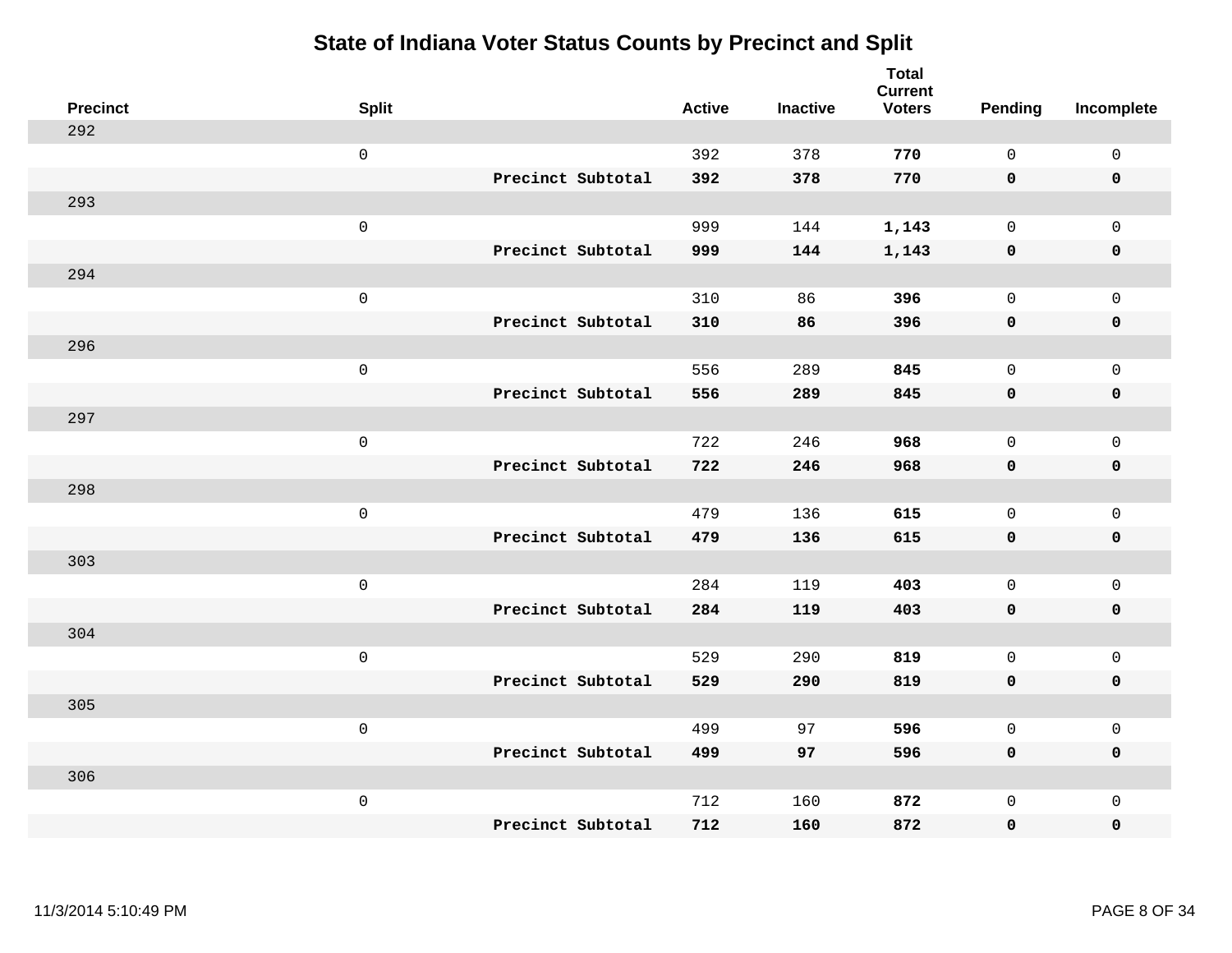# State of Indiana Voter Status Counts by Precinct and Split

| Precinct | Split | | Active | Inactive | Total Current Voters | Pending | Incomplete |
|---|---|---|---|---|---|---|---|
| 292 | | | | | | | |
| | 0 | | 392 | 378 | **770** | 0 | 0 |
| | | **Precinct Subtotal** | **392** | **378** | **770** | **0** | **0** |
| 293 | | | | | | | |
| | 0 | | 999 | 144 | **1,143** | 0 | 0 |
| | | **Precinct Subtotal** | **999** | **144** | **1,143** | **0** | **0** |
| 294 | | | | | | | |
| | 0 | | 310 | 86 | **396** | 0 | 0 |
| | | **Precinct Subtotal** | **310** | **86** | **396** | **0** | **0** |
| 296 | | | | | | | |
| | 0 | | 556 | 289 | **845** | 0 | 0 |
| | | **Precinct Subtotal** | **556** | **289** | **845** | **0** | **0** |
| 297 | | | | | | | |
| | 0 | | 722 | 246 | **968** | 0 | 0 |
| | | **Precinct Subtotal** | **722** | **246** | **968** | **0** | **0** |
| 298 | | | | | | | |
| | 0 | | 479 | 136 | **615** | 0 | 0 |
| | | **Precinct Subtotal** | **479** | **136** | **615** | **0** | **0** |
| 303 | | | | | | | |
| | 0 | | 284 | 119 | **403** | 0 | 0 |
| | | **Precinct Subtotal** | **284** | **119** | **403** | **0** | **0** |
| 304 | | | | | | | |
| | 0 | | 529 | 290 | **819** | 0 | 0 |
| | | **Precinct Subtotal** | **529** | **290** | **819** | **0** | **0** |
| 305 | | | | | | | |
| | 0 | | 499 | 97 | **596** | 0 | 0 |
| | | **Precinct Subtotal** | **499** | **97** | **596** | **0** | **0** |
| 306 | | | | | | | |
| | 0 | | 712 | 160 | **872** | 0 | 0 |
| | | **Precinct Subtotal** | **712** | **160** | **872** | **0** | **0** |

11/3/2014 5:10:49 PM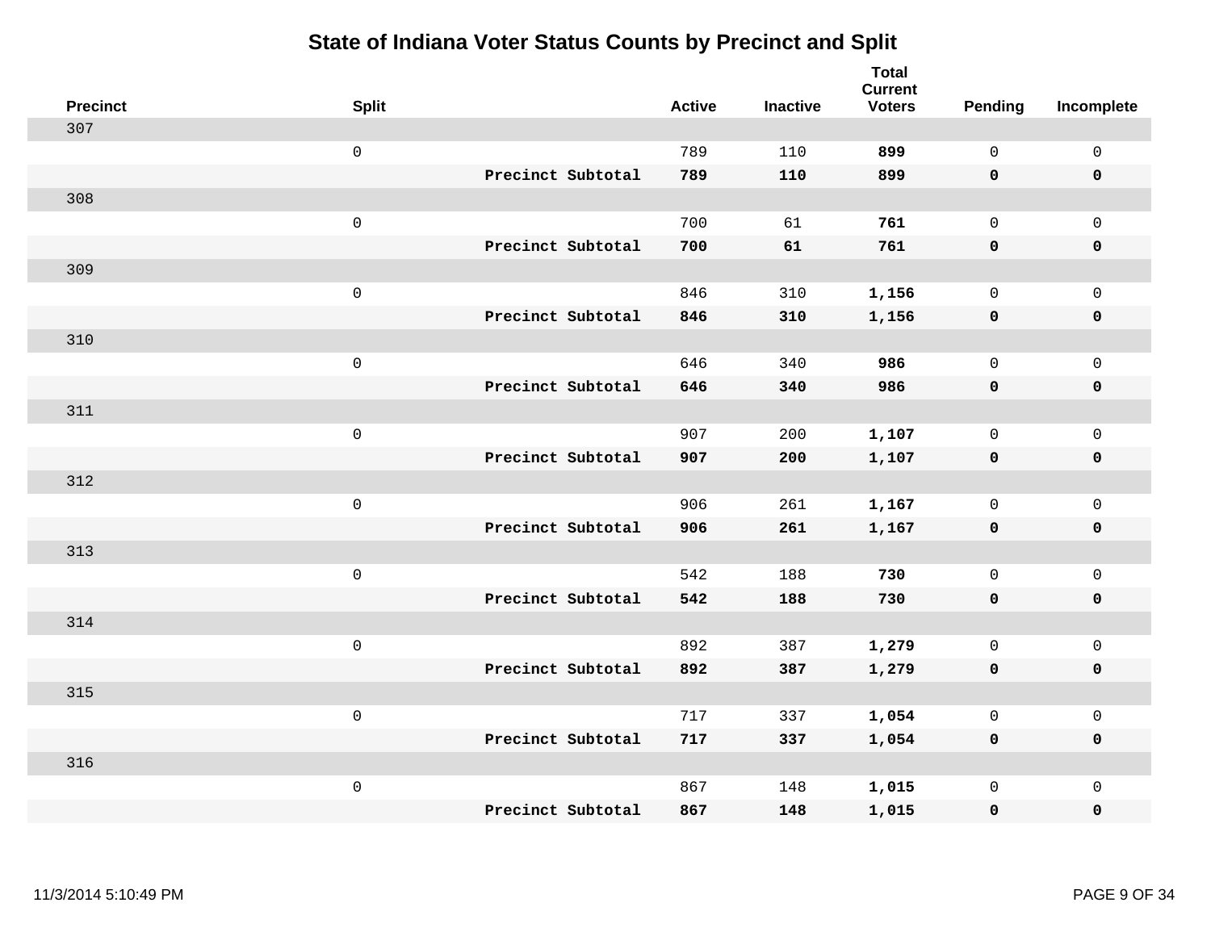# State of Indiana Voter Status Counts by Precinct and Split

| Precinct | Split | | Active | Inactive | Total Current Voters | Pending | Incomplete |
|---|---|---|---|---|---|---|---|
| 307 | | | | | | | |
| | 0 | | 789 | 110 | **899** | 0 | 0 |
| | | **Precinct Subtotal** | **789** | **110** | **899** | **0** | **0** |
| 308 | | | | | | | |
| | 0 | | 700 | 61 | **761** | 0 | 0 |
| | | **Precinct Subtotal** | **700** | **61** | **761** | **0** | **0** |
| 309 | | | | | | | |
| | 0 | | 846 | 310 | **1,156** | 0 | 0 |
| | | **Precinct Subtotal** | **846** | **310** | **1,156** | **0** | **0** |
| 310 | | | | | | | |
| | 0 | | 646 | 340 | **986** | 0 | 0 |
| | | **Precinct Subtotal** | **646** | **340** | **986** | **0** | **0** |
| 311 | | | | | | | |
| | 0 | | 907 | 200 | **1,107** | 0 | 0 |
| | | **Precinct Subtotal** | **907** | **200** | **1,107** | **0** | **0** |
| 312 | | | | | | | |
| | 0 | | 906 | 261 | **1,167** | 0 | 0 |
| | | **Precinct Subtotal** | **906** | **261** | **1,167** | **0** | **0** |
| 313 | | | | | | | |
| | 0 | | 542 | 188 | **730** | 0 | 0 |
| | | **Precinct Subtotal** | **542** | **188** | **730** | **0** | **0** |
| 314 | | | | | | | |
| | 0 | | 892 | 387 | **1,279** | 0 | 0 |
| | | **Precinct Subtotal** | **892** | **387** | **1,279** | **0** | **0** |
| 315 | | | | | | | |
| | 0 | | 717 | 337 | **1,054** | 0 | 0 |
| | | **Precinct Subtotal** | **717** | **337** | **1,054** | **0** | **0** |
| 316 | | | | | | | |
| | 0 | | 867 | 148 | **1,015** | 0 | 0 |
| | | **Precinct Subtotal** | **867** | **148** | **1,015** | **0** | **0** |

11/3/2014 5:10:49 PM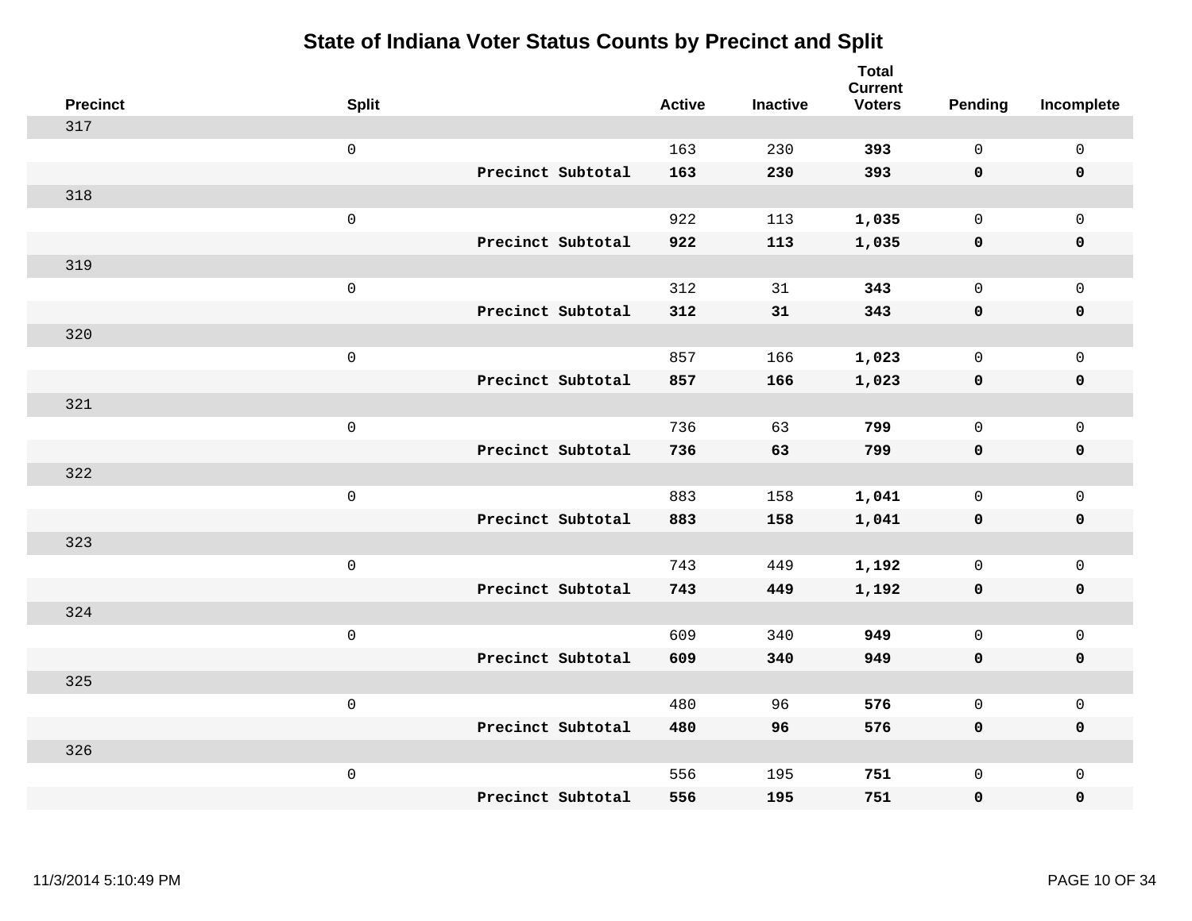# State of Indiana Voter Status Counts by Precinct and Split

| Precinct | Split | | Active | Inactive | Total Current Voters | Pending | Incomplete |
|---|---|---|---|---|---|---|---|
| 317 | | | | | | | |
| | 0 | | 163 | 230 | **393** | 0 | 0 |
| | | **Precinct Subtotal** | **163** | **230** | **393** | **0** | **0** |
| 318 | | | | | | | |
| | 0 | | 922 | 113 | **1,035** | 0 | 0 |
| | | **Precinct Subtotal** | **922** | **113** | **1,035** | **0** | **0** |
| 319 | | | | | | | |
| | 0 | | 312 | 31 | **343** | 0 | 0 |
| | | **Precinct Subtotal** | **312** | **31** | **343** | **0** | **0** |
| 320 | | | | | | | |
| | 0 | | 857 | 166 | **1,023** | 0 | 0 |
| | | **Precinct Subtotal** | **857** | **166** | **1,023** | **0** | **0** |
| 321 | | | | | | | |
| | 0 | | 736 | 63 | **799** | 0 | 0 |
| | | **Precinct Subtotal** | **736** | **63** | **799** | **0** | **0** |
| 322 | | | | | | | |
| | 0 | | 883 | 158 | **1,041** | 0 | 0 |
| | | **Precinct Subtotal** | **883** | **158** | **1,041** | **0** | **0** |
| 323 | | | | | | | |
| | 0 | | 743 | 449 | **1,192** | 0 | 0 |
| | | **Precinct Subtotal** | **743** | **449** | **1,192** | **0** | **0** |
| 324 | | | | | | | |
| | 0 | | 609 | 340 | **949** | 0 | 0 |
| | | **Precinct Subtotal** | **609** | **340** | **949** | **0** | **0** |
| 325 | | | | | | | |
| | 0 | | 480 | 96 | **576** | 0 | 0 |
| | | **Precinct Subtotal** | **480** | **96** | **576** | **0** | **0** |
| 326 | | | | | | | |
| | 0 | | 556 | 195 | **751** | 0 | 0 |
| | | **Precinct Subtotal** | **556** | **195** | **751** | **0** | **0** |

11/3/2014 5:10:49 PM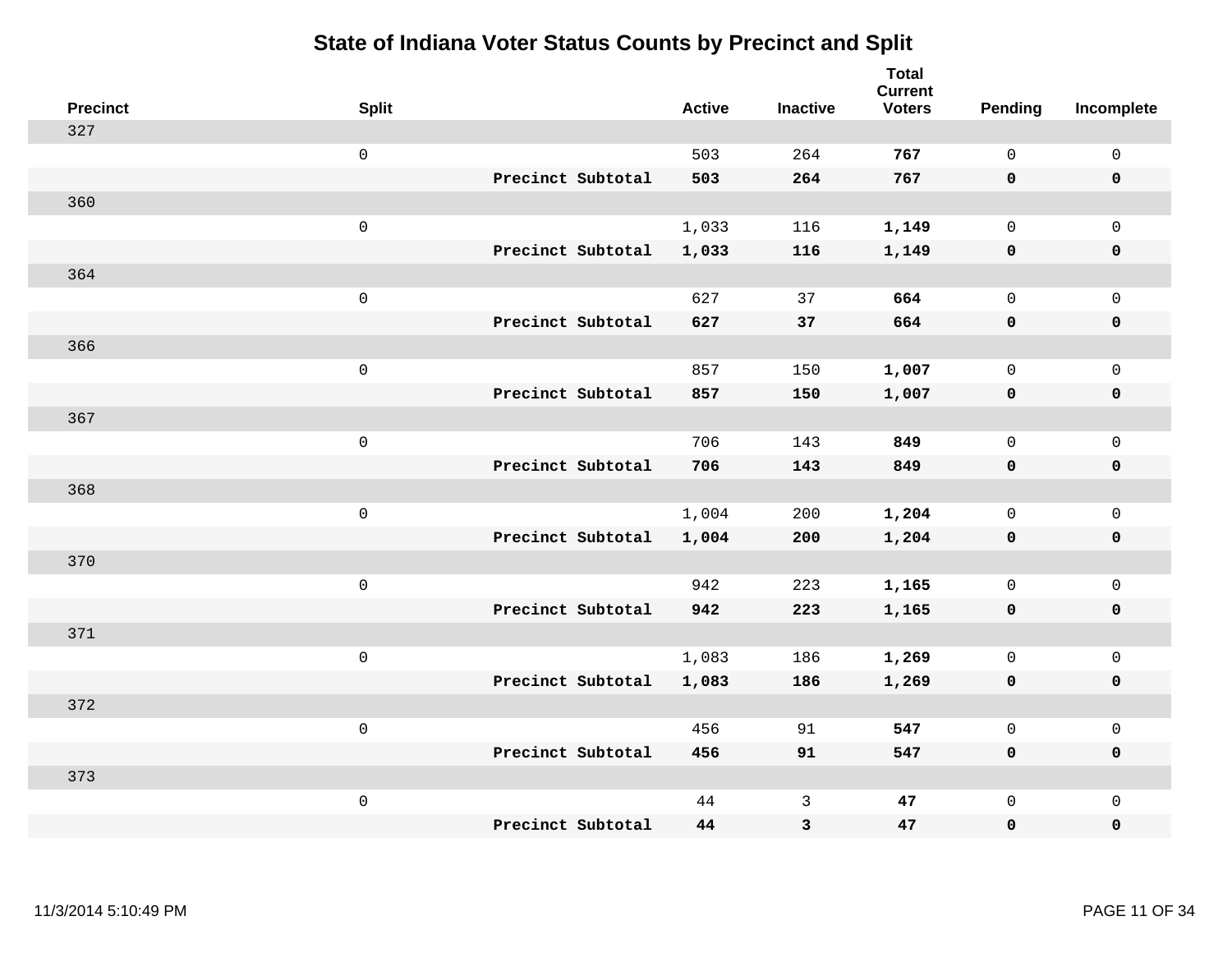# State of Indiana Voter Status Counts by Precinct and Split

| Precinct | Split | | Active | Inactive | Total Current Voters | Pending | Incomplete |
|---|---|---|---|---|---|---|---|
| 327 | | | | | | | |
| | 0 | | 503 | 264 | **767** | 0 | 0 |
| | | **Precinct Subtotal** | **503** | **264** | **767** | **0** | **0** |
| 360 | | | | | | | |
| | 0 | | 1,033 | 116 | **1,149** | 0 | 0 |
| | | **Precinct Subtotal** | **1,033** | **116** | **1,149** | **0** | **0** |
| 364 | | | | | | | |
| | 0 | | 627 | 37 | **664** | 0 | 0 |
| | | **Precinct Subtotal** | **627** | **37** | **664** | **0** | **0** |
| 366 | | | | | | | |
| | 0 | | 857 | 150 | **1,007** | 0 | 0 |
| | | **Precinct Subtotal** | **857** | **150** | **1,007** | **0** | **0** |
| 367 | | | | | | | |
| | 0 | | 706 | 143 | **849** | 0 | 0 |
| | | **Precinct Subtotal** | **706** | **143** | **849** | **0** | **0** |
| 368 | | | | | | | |
| | 0 | | 1,004 | 200 | **1,204** | 0 | 0 |
| | | **Precinct Subtotal** | **1,004** | **200** | **1,204** | **0** | **0** |
| 370 | | | | | | | |
| | 0 | | 942 | 223 | **1,165** | 0 | 0 |
| | | **Precinct Subtotal** | **942** | **223** | **1,165** | **0** | **0** |
| 371 | | | | | | | |
| | 0 | | 1,083 | 186 | **1,269** | 0 | 0 |
| | | **Precinct Subtotal** | **1,083** | **186** | **1,269** | **0** | **0** |
| 372 | | | | | | | |
| | 0 | | 456 | 91 | **547** | 0 | 0 |
| | | **Precinct Subtotal** | **456** | **91** | **547** | **0** | **0** |
| 373 | | | | | | | |
| | 0 | | 44 | 3 | **47** | 0 | 0 |
| | | **Precinct Subtotal** | **44** | **3** | **47** | **0** | **0** |

11/3/2014 5:10:49 PM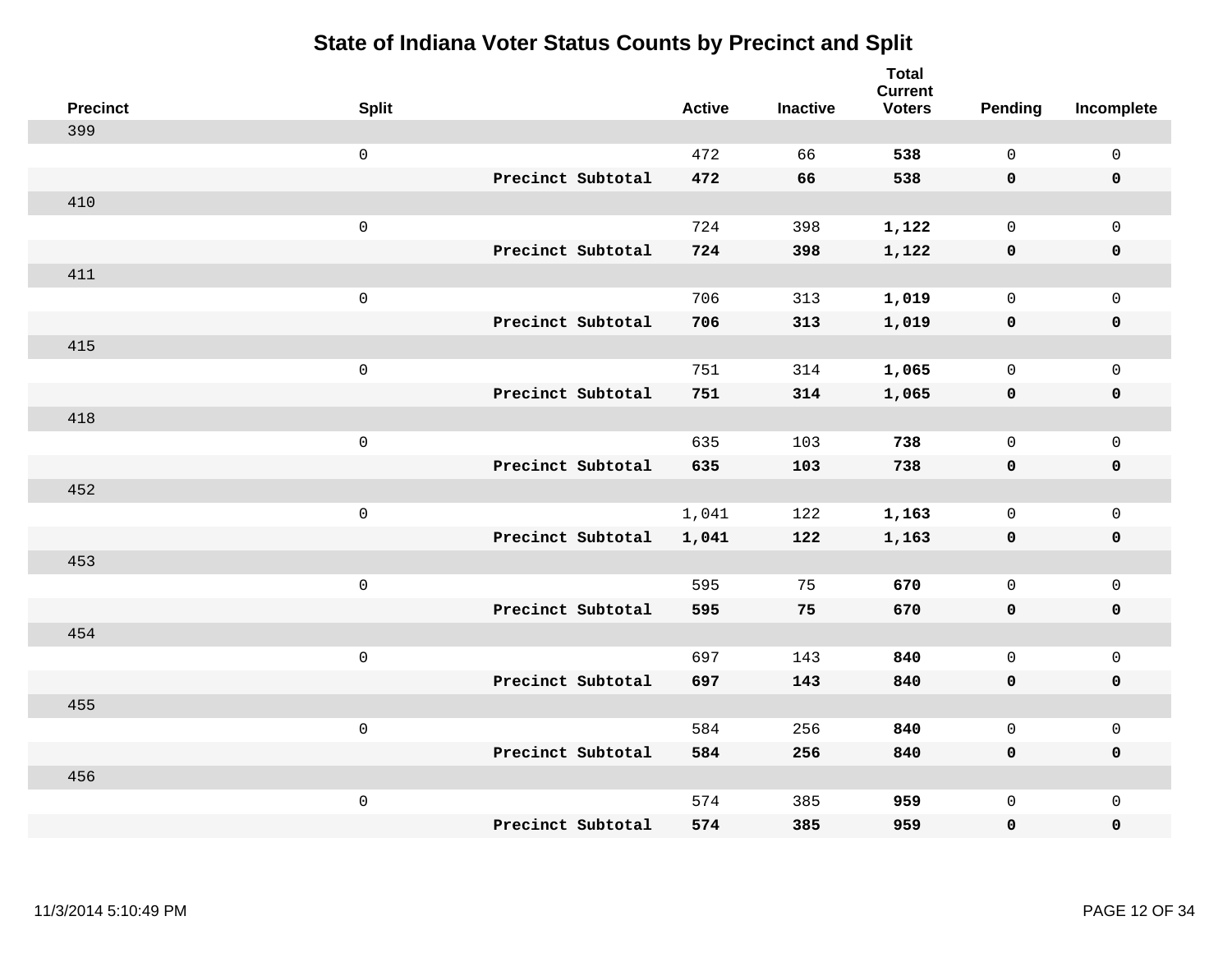# State of Indiana Voter Status Counts by Precinct and Split

| Precinct | Split | | Active | Inactive | Total Current Voters | Pending | Incomplete |
|---|---|---|---|---|---|---|---|
| 399 | | | | | | | |
| | 0 | | 472 | 66 | **538** | 0 | 0 |
| | | **Precinct Subtotal** | **472** | **66** | **538** | **0** | **0** |
| 410 | | | | | | | |
| | 0 | | 724 | 398 | **1,122** | 0 | 0 |
| | | **Precinct Subtotal** | **724** | **398** | **1,122** | **0** | **0** |
| 411 | | | | | | | |
| | 0 | | 706 | 313 | **1,019** | 0 | 0 |
| | | **Precinct Subtotal** | **706** | **313** | **1,019** | **0** | **0** |
| 415 | | | | | | | |
| | 0 | | 751 | 314 | **1,065** | 0 | 0 |
| | | **Precinct Subtotal** | **751** | **314** | **1,065** | **0** | **0** |
| 418 | | | | | | | |
| | 0 | | 635 | 103 | **738** | 0 | 0 |
| | | **Precinct Subtotal** | **635** | **103** | **738** | **0** | **0** |
| 452 | | | | | | | |
| | 0 | | 1,041 | 122 | **1,163** | 0 | 0 |
| | | **Precinct Subtotal** | **1,041** | **122** | **1,163** | **0** | **0** |
| 453 | | | | | | | |
| | 0 | | 595 | 75 | **670** | 0 | 0 |
| | | **Precinct Subtotal** | **595** | **75** | **670** | **0** | **0** |
| 454 | | | | | | | |
| | 0 | | 697 | 143 | **840** | 0 | 0 |
| | | **Precinct Subtotal** | **697** | **143** | **840** | **0** | **0** |
| 455 | | | | | | | |
| | 0 | | 584 | 256 | **840** | 0 | 0 |
| | | **Precinct Subtotal** | **584** | **256** | **840** | **0** | **0** |
| 456 | | | | | | | |
| | 0 | | 574 | 385 | **959** | 0 | 0 |
| | | **Precinct Subtotal** | **574** | **385** | **959** | **0** | **0** |

11/3/2014 5:10:49 PM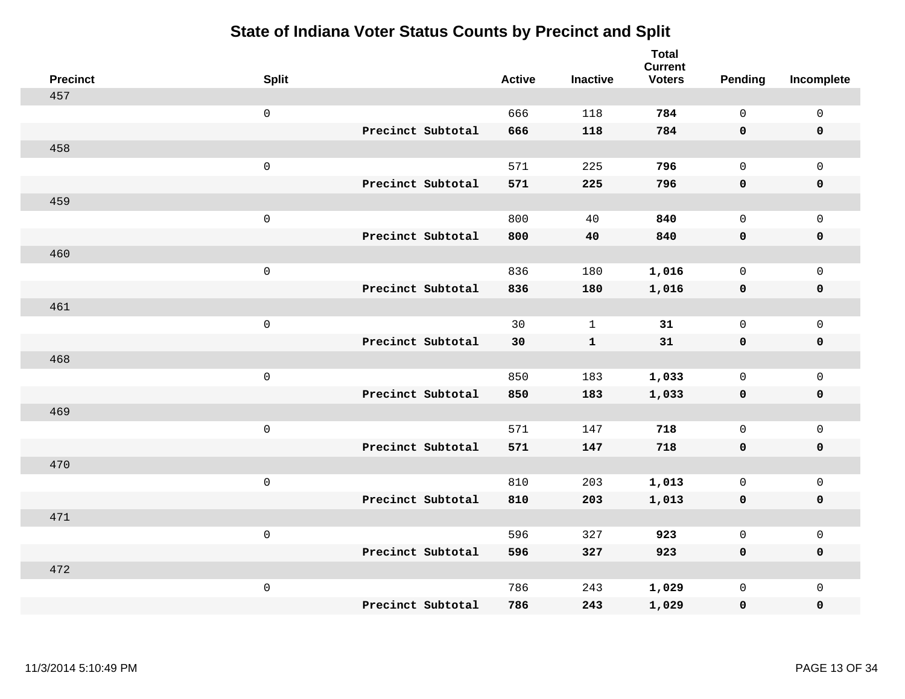# State of Indiana Voter Status Counts by Precinct and Split

| Precinct | Split | | Active | Inactive | Total Current Voters | Pending | Incomplete |
|---|---|---|---|---|---|---|---|
| 457 | | | | | | | |
| | 0 | | 666 | 118 | **784** | 0 | 0 |
| | | **Precinct Subtotal** | **666** | **118** | **784** | **0** | **0** |
| 458 | | | | | | | |
| | 0 | | 571 | 225 | **796** | 0 | 0 |
| | | **Precinct Subtotal** | **571** | **225** | **796** | **0** | **0** |
| 459 | | | | | | | |
| | 0 | | 800 | 40 | **840** | 0 | 0 |
| | | **Precinct Subtotal** | **800** | **40** | **840** | **0** | **0** |
| 460 | | | | | | | |
| | 0 | | 836 | 180 | **1,016** | 0 | 0 |
| | | **Precinct Subtotal** | **836** | **180** | **1,016** | **0** | **0** |
| 461 | | | | | | | |
| | 0 | | 30 | 1 | **31** | 0 | 0 |
| | | **Precinct Subtotal** | **30** | **1** | **31** | **0** | **0** |
| 468 | | | | | | | |
| | 0 | | 850 | 183 | **1,033** | 0 | 0 |
| | | **Precinct Subtotal** | **850** | **183** | **1,033** | **0** | **0** |
| 469 | | | | | | | |
| | 0 | | 571 | 147 | **718** | 0 | 0 |
| | | **Precinct Subtotal** | **571** | **147** | **718** | **0** | **0** |
| 470 | | | | | | | |
| | 0 | | 810 | 203 | **1,013** | 0 | 0 |
| | | **Precinct Subtotal** | **810** | **203** | **1,013** | **0** | **0** |
| 471 | | | | | | | |
| | 0 | | 596 | 327 | **923** | 0 | 0 |
| | | **Precinct Subtotal** | **596** | **327** | **923** | **0** | **0** |
| 472 | | | | | | | |
| | 0 | | 786 | 243 | **1,029** | 0 | 0 |
| | | **Precinct Subtotal** | **786** | **243** | **1,029** | **0** | **0** |

11/3/2014 5:10:49 PM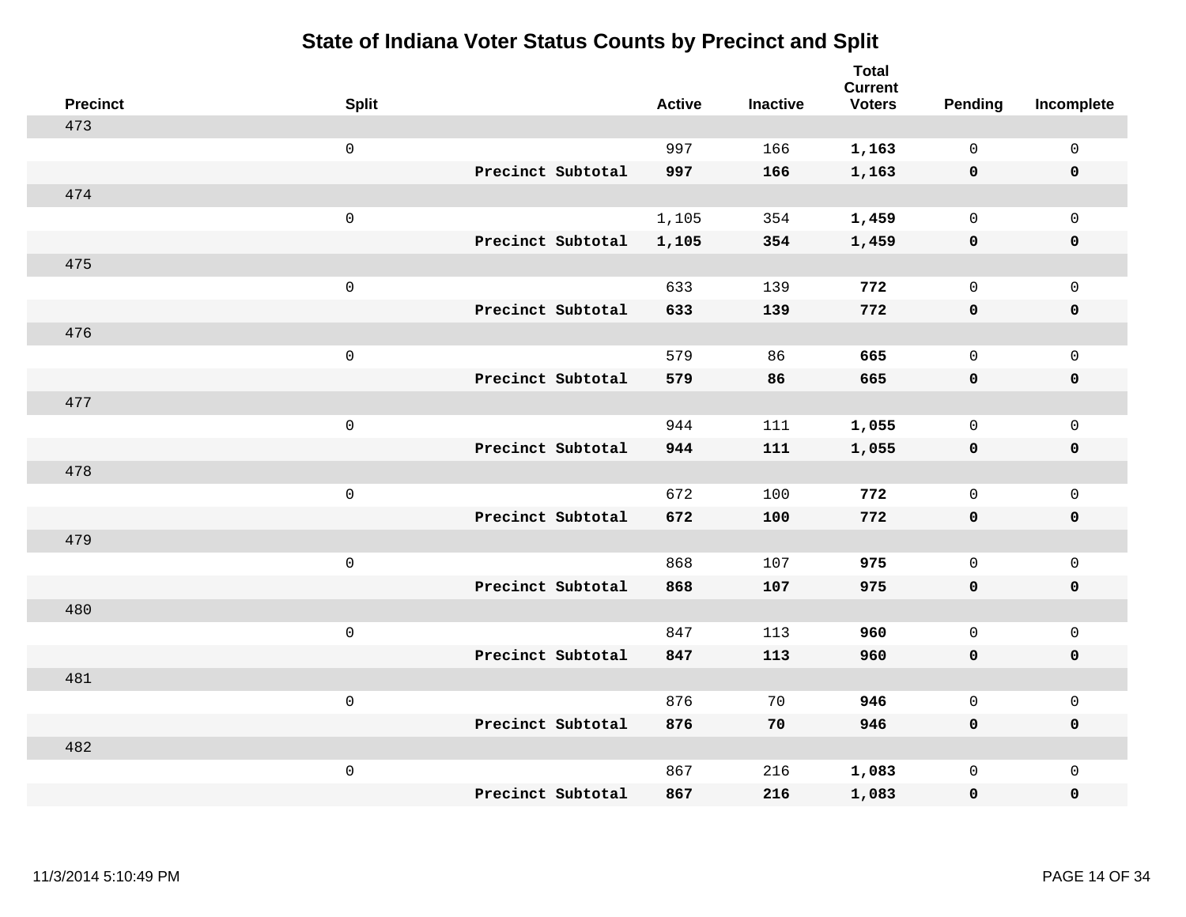# State of Indiana Voter Status Counts by Precinct and Split

| Precinct | Split | | Active | Inactive | Total Current Voters | Pending | Incomplete |
|---|---|---|---|---|---|---|---|
| 473 | | | | | | | |
| | 0 | | 997 | 166 | **1,163** | 0 | 0 |
| | | **Precinct Subtotal** | **997** | **166** | **1,163** | **0** | **0** |
| 474 | | | | | | | |
| | 0 | | 1,105 | 354 | **1,459** | 0 | 0 |
| | | **Precinct Subtotal** | **1,105** | **354** | **1,459** | **0** | **0** |
| 475 | | | | | | | |
| | 0 | | 633 | 139 | **772** | 0 | 0 |
| | | **Precinct Subtotal** | **633** | **139** | **772** | **0** | **0** |
| 476 | | | | | | | |
| | 0 | | 579 | 86 | **665** | 0 | 0 |
| | | **Precinct Subtotal** | **579** | **86** | **665** | **0** | **0** |
| 477 | | | | | | | |
| | 0 | | 944 | 111 | **1,055** | 0 | 0 |
| | | **Precinct Subtotal** | **944** | **111** | **1,055** | **0** | **0** |
| 478 | | | | | | | |
| | 0 | | 672 | 100 | **772** | 0 | 0 |
| | | **Precinct Subtotal** | **672** | **100** | **772** | **0** | **0** |
| 479 | | | | | | | |
| | 0 | | 868 | 107 | **975** | 0 | 0 |
| | | **Precinct Subtotal** | **868** | **107** | **975** | **0** | **0** |
| 480 | | | | | | | |
| | 0 | | 847 | 113 | **960** | 0 | 0 |
| | | **Precinct Subtotal** | **847** | **113** | **960** | **0** | **0** |
| 481 | | | | | | | |
| | 0 | | 876 | 70 | **946** | 0 | 0 |
| | | **Precinct Subtotal** | **876** | **70** | **946** | **0** | **0** |
| 482 | | | | | | | |
| | 0 | | 867 | 216 | **1,083** | 0 | 0 |
| | | **Precinct Subtotal** | **867** | **216** | **1,083** | **0** | **0** |

11/3/2014 5:10:49 PM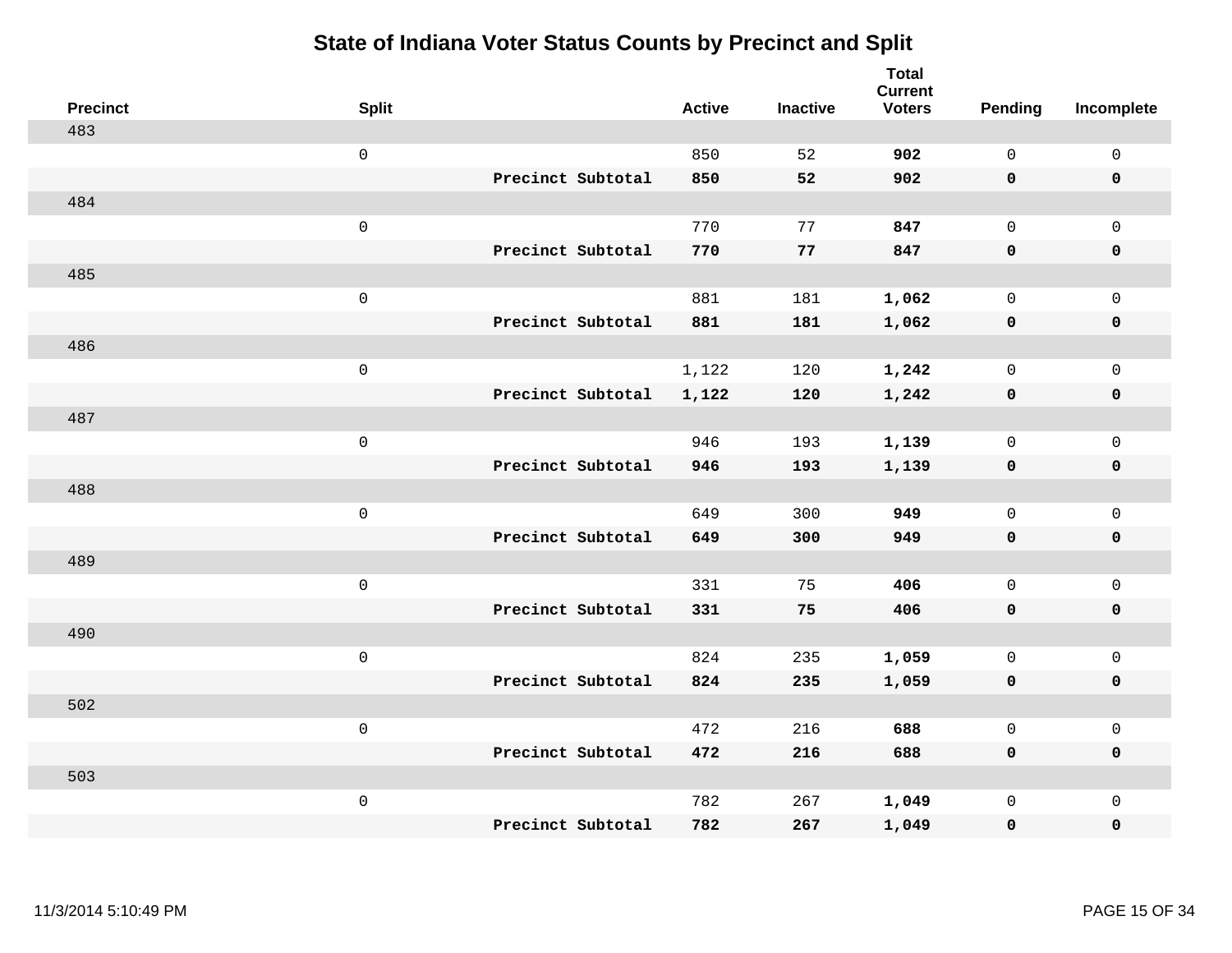# State of Indiana Voter Status Counts by Precinct and Split

| Precinct | Split | | Active | Inactive | Total Current Voters | Pending | Incomplete |
|---|---|---|---|---|---|---|---|
| 483 | | | | | | | |
| | 0 | | 850 | 52 | **902** | 0 | 0 |
| | | **Precinct Subtotal** | **850** | **52** | **902** | **0** | **0** |
| 484 | | | | | | | |
| | 0 | | 770 | 77 | **847** | 0 | 0 |
| | | **Precinct Subtotal** | **770** | **77** | **847** | **0** | **0** |
| 485 | | | | | | | |
| | 0 | | 881 | 181 | **1,062** | 0 | 0 |
| | | **Precinct Subtotal** | **881** | **181** | **1,062** | **0** | **0** |
| 486 | | | | | | | |
| | 0 | | 1,122 | 120 | **1,242** | 0 | 0 |
| | | **Precinct Subtotal** | **1,122** | **120** | **1,242** | **0** | **0** |
| 487 | | | | | | | |
| | 0 | | 946 | 193 | **1,139** | 0 | 0 |
| | | **Precinct Subtotal** | **946** | **193** | **1,139** | **0** | **0** |
| 488 | | | | | | | |
| | 0 | | 649 | 300 | **949** | 0 | 0 |
| | | **Precinct Subtotal** | **649** | **300** | **949** | **0** | **0** |
| 489 | | | | | | | |
| | 0 | | 331 | 75 | **406** | 0 | 0 |
| | | **Precinct Subtotal** | **331** | **75** | **406** | **0** | **0** |
| 490 | | | | | | | |
| | 0 | | 824 | 235 | **1,059** | 0 | 0 |
| | | **Precinct Subtotal** | **824** | **235** | **1,059** | **0** | **0** |
| 502 | | | | | | | |
| | 0 | | 472 | 216 | **688** | 0 | 0 |
| | | **Precinct Subtotal** | **472** | **216** | **688** | **0** | **0** |
| 503 | | | | | | | |
| | 0 | | 782 | 267 | **1,049** | 0 | 0 |
| | | **Precinct Subtotal** | **782** | **267** | **1,049** | **0** | **0** |

11/3/2014 5:10:49 PM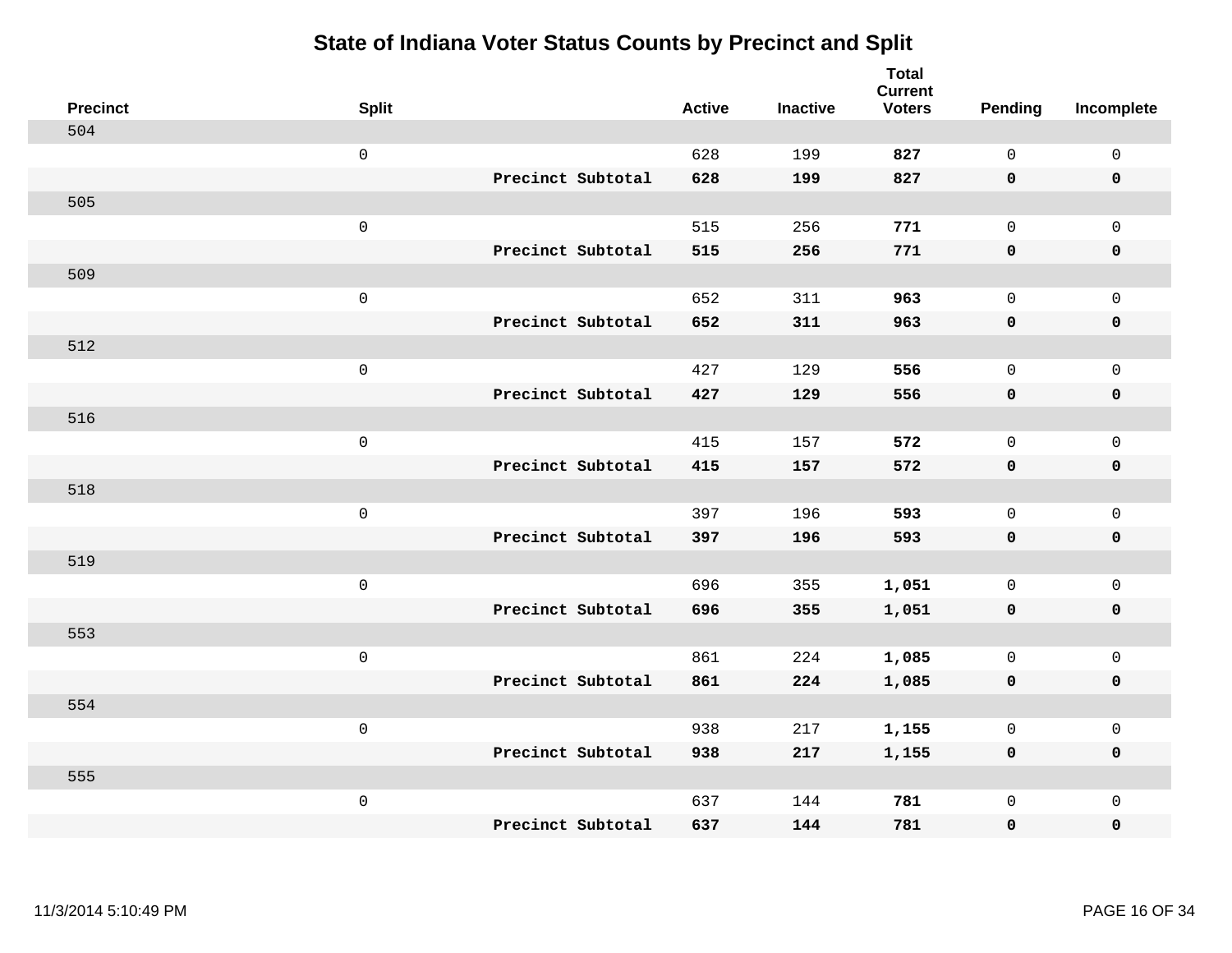# State of Indiana Voter Status Counts by Precinct and Split

| Precinct | Split | | Active | Inactive | Total Current Voters | Pending | Incomplete |
|---|---|---|---|---|---|---|---|
| 504 | | | | | | | |
| | 0 | | 628 | 199 | **827** | 0 | 0 |
| | | **Precinct Subtotal** | **628** | **199** | **827** | **0** | **0** |
| 505 | | | | | | | |
| | 0 | | 515 | 256 | **771** | 0 | 0 |
| | | **Precinct Subtotal** | **515** | **256** | **771** | **0** | **0** |
| 509 | | | | | | | |
| | 0 | | 652 | 311 | **963** | 0 | 0 |
| | | **Precinct Subtotal** | **652** | **311** | **963** | **0** | **0** |
| 512 | | | | | | | |
| | 0 | | 427 | 129 | **556** | 0 | 0 |
| | | **Precinct Subtotal** | **427** | **129** | **556** | **0** | **0** |
| 516 | | | | | | | |
| | 0 | | 415 | 157 | **572** | 0 | 0 |
| | | **Precinct Subtotal** | **415** | **157** | **572** | **0** | **0** |
| 518 | | | | | | | |
| | 0 | | 397 | 196 | **593** | 0 | 0 |
| | | **Precinct Subtotal** | **397** | **196** | **593** | **0** | **0** |
| 519 | | | | | | | |
| | 0 | | 696 | 355 | **1,051** | 0 | 0 |
| | | **Precinct Subtotal** | **696** | **355** | **1,051** | **0** | **0** |
| 553 | | | | | | | |
| | 0 | | 861 | 224 | **1,085** | 0 | 0 |
| | | **Precinct Subtotal** | **861** | **224** | **1,085** | **0** | **0** |
| 554 | | | | | | | |
| | 0 | | 938 | 217 | **1,155** | 0 | 0 |
| | | **Precinct Subtotal** | **938** | **217** | **1,155** | **0** | **0** |
| 555 | | | | | | | |
| | 0 | | 637 | 144 | **781** | 0 | 0 |
| | | **Precinct Subtotal** | **637** | **144** | **781** | **0** | **0** |

11/3/2014 5:10:49 PM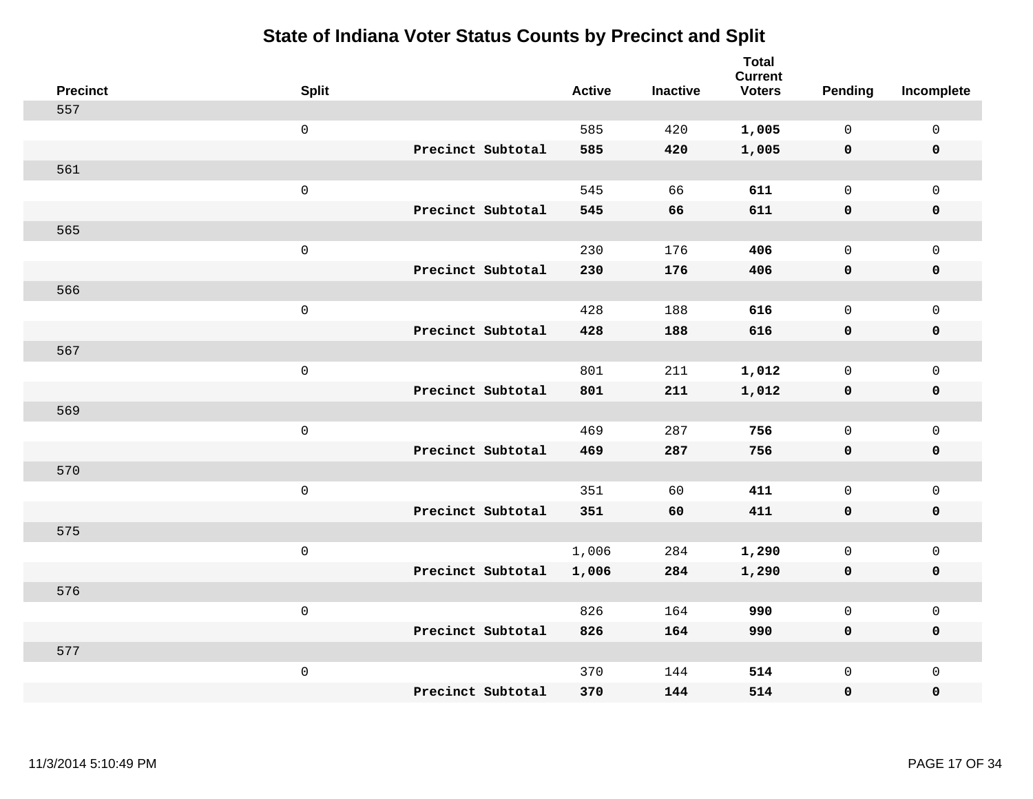# State of Indiana Voter Status Counts by Precinct and Split

| Precinct | Split | | Active | Inactive | Total Current Voters | Pending | Incomplete |
|---|---|---|---|---|---|---|---|
| 557 | | | | | | | |
| | 0 | | 585 | 420 | **1,005** | 0 | 0 |
| | | **Precinct Subtotal** | **585** | **420** | **1,005** | **0** | **0** |
| 561 | | | | | | | |
| | 0 | | 545 | 66 | **611** | 0 | 0 |
| | | **Precinct Subtotal** | **545** | **66** | **611** | **0** | **0** |
| 565 | | | | | | | |
| | 0 | | 230 | 176 | **406** | 0 | 0 |
| | | **Precinct Subtotal** | **230** | **176** | **406** | **0** | **0** |
| 566 | | | | | | | |
| | 0 | | 428 | 188 | **616** | 0 | 0 |
| | | **Precinct Subtotal** | **428** | **188** | **616** | **0** | **0** |
| 567 | | | | | | | |
| | 0 | | 801 | 211 | **1,012** | 0 | 0 |
| | | **Precinct Subtotal** | **801** | **211** | **1,012** | **0** | **0** |
| 569 | | | | | | | |
| | 0 | | 469 | 287 | **756** | 0 | 0 |
| | | **Precinct Subtotal** | **469** | **287** | **756** | **0** | **0** |
| 570 | | | | | | | |
| | 0 | | 351 | 60 | **411** | 0 | 0 |
| | | **Precinct Subtotal** | **351** | **60** | **411** | **0** | **0** |
| 575 | | | | | | | |
| | 0 | | 1,006 | 284 | **1,290** | 0 | 0 |
| | | **Precinct Subtotal** | **1,006** | **284** | **1,290** | **0** | **0** |
| 576 | | | | | | | |
| | 0 | | 826 | 164 | **990** | 0 | 0 |
| | | **Precinct Subtotal** | **826** | **164** | **990** | **0** | **0** |
| 577 | | | | | | | |
| | 0 | | 370 | 144 | **514** | 0 | 0 |
| | | **Precinct Subtotal** | **370** | **144** | **514** | **0** | **0** |

11/3/2014 5:10:49 PM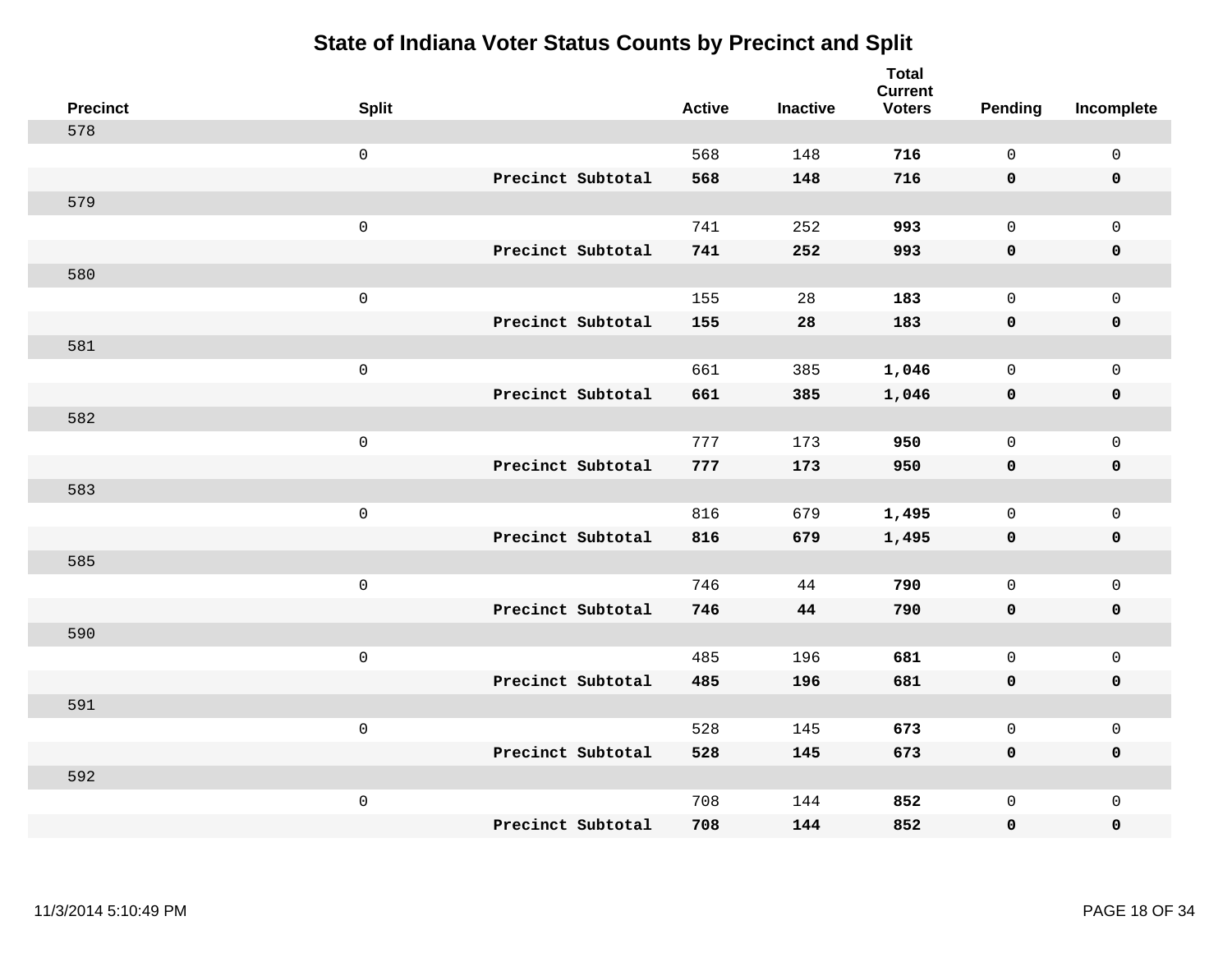# State of Indiana Voter Status Counts by Precinct and Split

| Precinct | Split | | Active | Inactive | Total Current Voters | Pending | Incomplete |
|---|---|---|---|---|---|---|---|
| 578 | | | | | | | |
| | 0 | | 568 | 148 | **716** | 0 | 0 |
| | | **Precinct Subtotal** | **568** | **148** | **716** | **0** | **0** |
| 579 | | | | | | | |
| | 0 | | 741 | 252 | **993** | 0 | 0 |
| | | **Precinct Subtotal** | **741** | **252** | **993** | **0** | **0** |
| 580 | | | | | | | |
| | 0 | | 155 | 28 | **183** | 0 | 0 |
| | | **Precinct Subtotal** | **155** | **28** | **183** | **0** | **0** |
| 581 | | | | | | | |
| | 0 | | 661 | 385 | **1,046** | 0 | 0 |
| | | **Precinct Subtotal** | **661** | **385** | **1,046** | **0** | **0** |
| 582 | | | | | | | |
| | 0 | | 777 | 173 | **950** | 0 | 0 |
| | | **Precinct Subtotal** | **777** | **173** | **950** | **0** | **0** |
| 583 | | | | | | | |
| | 0 | | 816 | 679 | **1,495** | 0 | 0 |
| | | **Precinct Subtotal** | **816** | **679** | **1,495** | **0** | **0** |
| 585 | | | | | | | |
| | 0 | | 746 | 44 | **790** | 0 | 0 |
| | | **Precinct Subtotal** | **746** | **44** | **790** | **0** | **0** |
| 590 | | | | | | | |
| | 0 | | 485 | 196 | **681** | 0 | 0 |
| | | **Precinct Subtotal** | **485** | **196** | **681** | **0** | **0** |
| 591 | | | | | | | |
| | 0 | | 528 | 145 | **673** | 0 | 0 |
| | | **Precinct Subtotal** | **528** | **145** | **673** | **0** | **0** |
| 592 | | | | | | | |
| | 0 | | 708 | 144 | **852** | 0 | 0 |
| | | **Precinct Subtotal** | **708** | **144** | **852** | **0** | **0** |

11/3/2014 5:10:49 PM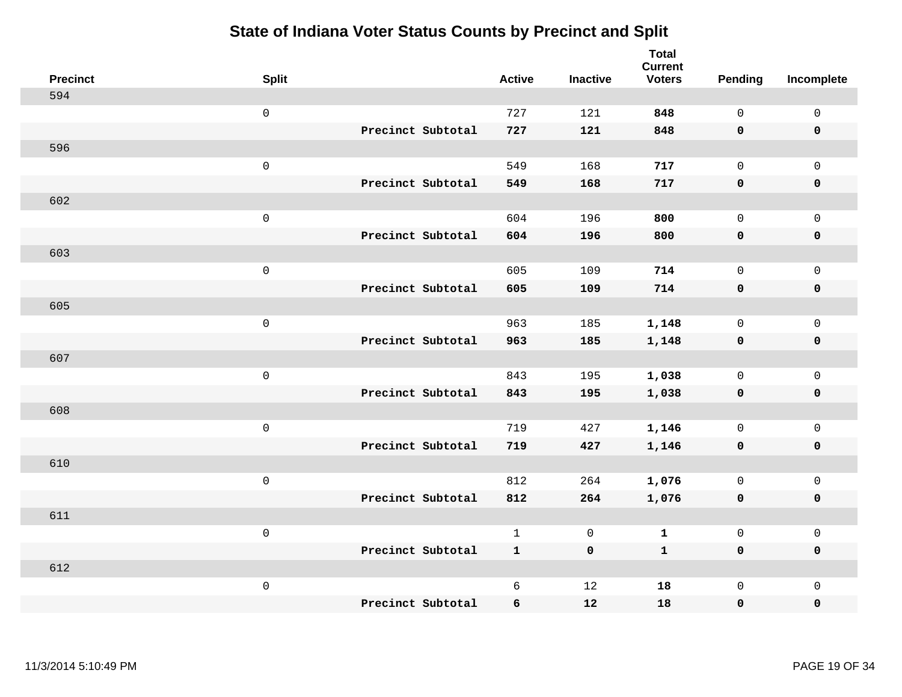# State of Indiana Voter Status Counts by Precinct and Split

| Precinct | Split | | Active | Inactive | Total Current Voters | Pending | Incomplete |
|---|---|---|---|---|---|---|---|
| 594 | | | | | | | |
| | 0 | | 727 | 121 | **848** | 0 | 0 |
| | | **Precinct Subtotal** | **727** | **121** | **848** | **0** | **0** |
| 596 | | | | | | | |
| | 0 | | 549 | 168 | **717** | 0 | 0 |
| | | **Precinct Subtotal** | **549** | **168** | **717** | **0** | **0** |
| 602 | | | | | | | |
| | 0 | | 604 | 196 | **800** | 0 | 0 |
| | | **Precinct Subtotal** | **604** | **196** | **800** | **0** | **0** |
| 603 | | | | | | | |
| | 0 | | 605 | 109 | **714** | 0 | 0 |
| | | **Precinct Subtotal** | **605** | **109** | **714** | **0** | **0** |
| 605 | | | | | | | |
| | 0 | | 963 | 185 | **1,148** | 0 | 0 |
| | | **Precinct Subtotal** | **963** | **185** | **1,148** | **0** | **0** |
| 607 | | | | | | | |
| | 0 | | 843 | 195 | **1,038** | 0 | 0 |
| | | **Precinct Subtotal** | **843** | **195** | **1,038** | **0** | **0** |
| 608 | | | | | | | |
| | 0 | | 719 | 427 | **1,146** | 0 | 0 |
| | | **Precinct Subtotal** | **719** | **427** | **1,146** | **0** | **0** |
| 610 | | | | | | | |
| | 0 | | 812 | 264 | **1,076** | 0 | 0 |
| | | **Precinct Subtotal** | **812** | **264** | **1,076** | **0** | **0** |
| 611 | | | | | | | |
| | 0 | | 1 | 0 | **1** | 0 | 0 |
| | | **Precinct Subtotal** | **1** | **0** | **1** | **0** | **0** |
| 612 | | | | | | | |
| | 0 | | 6 | 12 | **18** | 0 | 0 |
| | | **Precinct Subtotal** | **6** | **12** | **18** | **0** | **0** |

11/3/2014 5:10:49 PM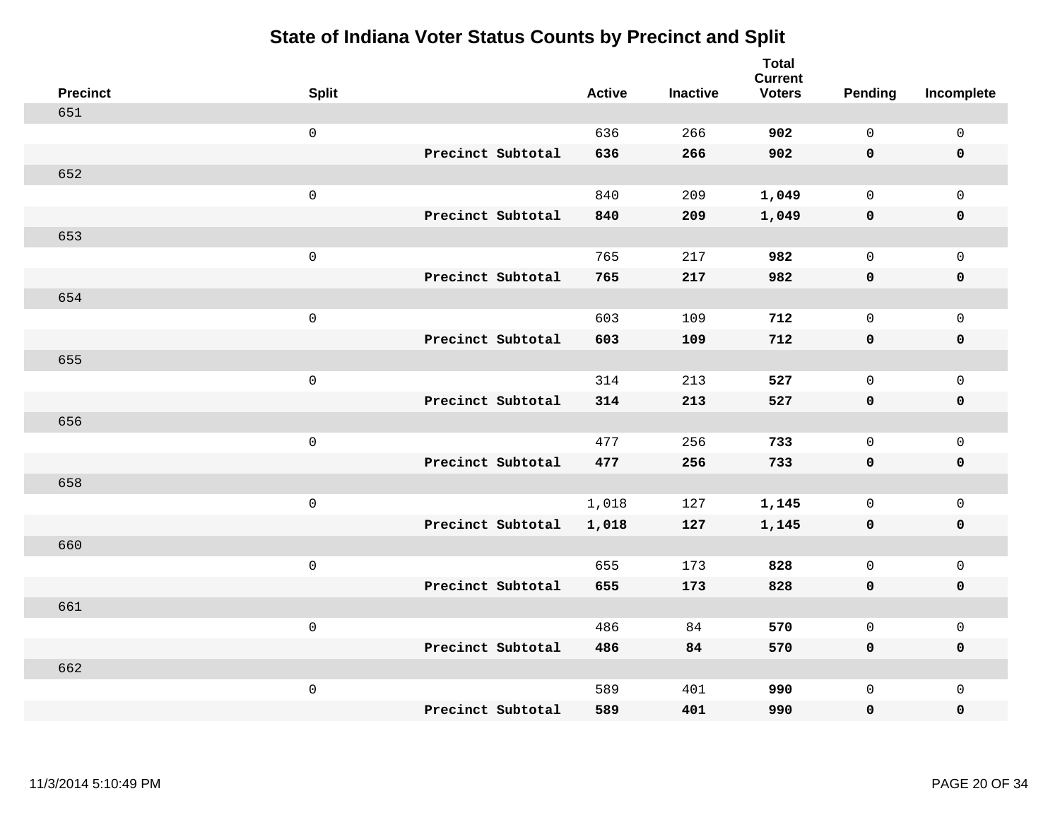# State of Indiana Voter Status Counts by Precinct and Split

| Precinct | Split | | Active | Inactive | Total Current Voters | Pending | Incomplete |
|---|---|---|---|---|---|---|---|
| 651 | | | | | | | |
| | 0 | | 636 | 266 | **902** | 0 | 0 |
| | | **Precinct Subtotal** | **636** | **266** | **902** | **0** | **0** |
| 652 | | | | | | | |
| | 0 | | 840 | 209 | **1,049** | 0 | 0 |
| | | **Precinct Subtotal** | **840** | **209** | **1,049** | **0** | **0** |
| 653 | | | | | | | |
| | 0 | | 765 | 217 | **982** | 0 | 0 |
| | | **Precinct Subtotal** | **765** | **217** | **982** | **0** | **0** |
| 654 | | | | | | | |
| | 0 | | 603 | 109 | **712** | 0 | 0 |
| | | **Precinct Subtotal** | **603** | **109** | **712** | **0** | **0** |
| 655 | | | | | | | |
| | 0 | | 314 | 213 | **527** | 0 | 0 |
| | | **Precinct Subtotal** | **314** | **213** | **527** | **0** | **0** |
| 656 | | | | | | | |
| | 0 | | 477 | 256 | **733** | 0 | 0 |
| | | **Precinct Subtotal** | **477** | **256** | **733** | **0** | **0** |
| 658 | | | | | | | |
| | 0 | | 1,018 | 127 | **1,145** | 0 | 0 |
| | | **Precinct Subtotal** | **1,018** | **127** | **1,145** | **0** | **0** |
| 660 | | | | | | | |
| | 0 | | 655 | 173 | **828** | 0 | 0 |
| | | **Precinct Subtotal** | **655** | **173** | **828** | **0** | **0** |
| 661 | | | | | | | |
| | 0 | | 486 | 84 | **570** | 0 | 0 |
| | | **Precinct Subtotal** | **486** | **84** | **570** | **0** | **0** |
| 662 | | | | | | | |
| | 0 | | 589 | 401 | **990** | 0 | 0 |
| | | **Precinct Subtotal** | **589** | **401** | **990** | **0** | **0** |

11/3/2014 5:10:49 PM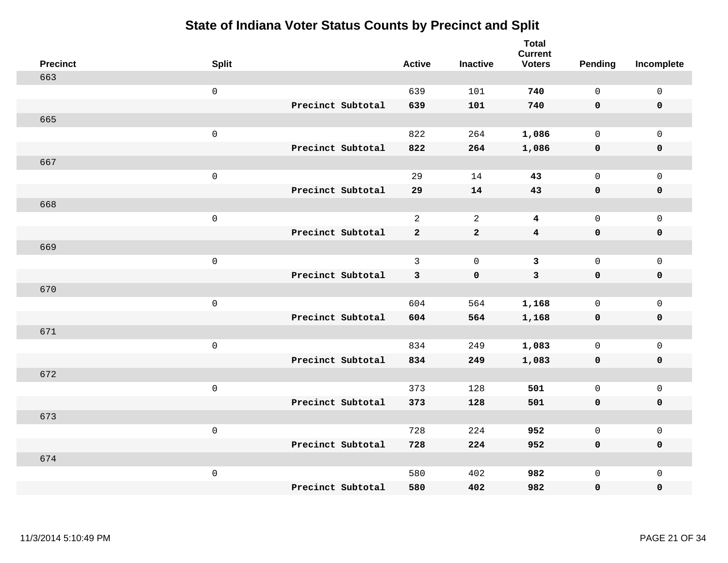# State of Indiana Voter Status Counts by Precinct and Split

| Precinct | Split | | Active | Inactive | Total Current Voters | Pending | Incomplete |
|---|---|---|---|---|---|---|---|
| 663 | | | | | | | |
| | 0 | | 639 | 101 | **740** | 0 | 0 |
| | | **Precinct Subtotal** | **639** | **101** | **740** | **0** | **0** |
| 665 | | | | | | | |
| | 0 | | 822 | 264 | **1,086** | 0 | 0 |
| | | **Precinct Subtotal** | **822** | **264** | **1,086** | **0** | **0** |
| 667 | | | | | | | |
| | 0 | | 29 | 14 | **43** | 0 | 0 |
| | | **Precinct Subtotal** | **29** | **14** | **43** | **0** | **0** |
| 668 | | | | | | | |
| | 0 | | 2 | 2 | **4** | 0 | 0 |
| | | **Precinct Subtotal** | **2** | **2** | **4** | **0** | **0** |
| 669 | | | | | | | |
| | 0 | | 3 | 0 | **3** | 0 | 0 |
| | | **Precinct Subtotal** | **3** | **0** | **3** | **0** | **0** |
| 670 | | | | | | | |
| | 0 | | 604 | 564 | **1,168** | 0 | 0 |
| | | **Precinct Subtotal** | **604** | **564** | **1,168** | **0** | **0** |
| 671 | | | | | | | |
| | 0 | | 834 | 249 | **1,083** | 0 | 0 |
| | | **Precinct Subtotal** | **834** | **249** | **1,083** | **0** | **0** |
| 672 | | | | | | | |
| | 0 | | 373 | 128 | **501** | 0 | 0 |
| | | **Precinct Subtotal** | **373** | **128** | **501** | **0** | **0** |
| 673 | | | | | | | |
| | 0 | | 728 | 224 | **952** | 0 | 0 |
| | | **Precinct Subtotal** | **728** | **224** | **952** | **0** | **0** |
| 674 | | | | | | | |
| | 0 | | 580 | 402 | **982** | 0 | 0 |
| | | **Precinct Subtotal** | **580** | **402** | **982** | **0** | **0** |

11/3/2014 5:10:49 PM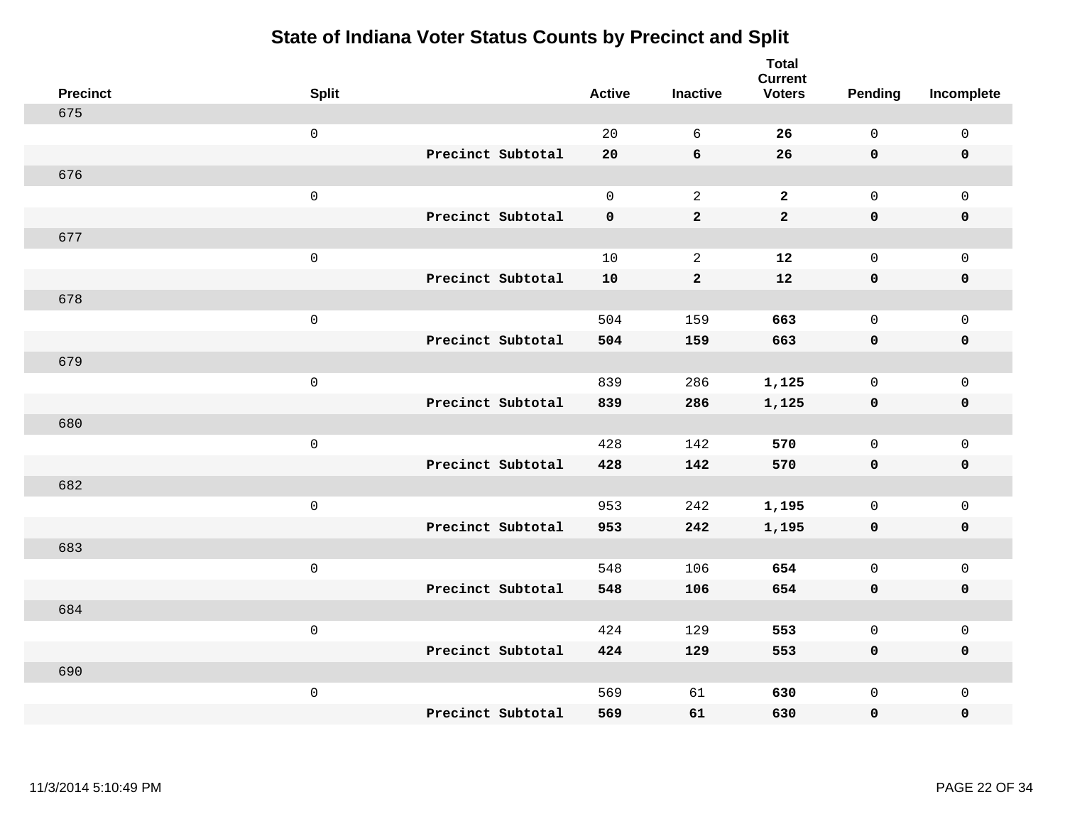# State of Indiana Voter Status Counts by Precinct and Split

| Precinct | Split | | Active | Inactive | Total Current Voters | Pending | Incomplete |
|---|---|---|---|---|---|---|---|
| 675 | | | | | | | |
| | 0 | | 20 | 6 | **26** | 0 | 0 |
| | | **Precinct Subtotal** | **20** | **6** | **26** | **0** | **0** |
| 676 | | | | | | | |
| | 0 | | 0 | 2 | **2** | 0 | 0 |
| | | **Precinct Subtotal** | **0** | **2** | **2** | **0** | **0** |
| 677 | | | | | | | |
| | 0 | | 10 | 2 | **12** | 0 | 0 |
| | | **Precinct Subtotal** | **10** | **2** | **12** | **0** | **0** |
| 678 | | | | | | | |
| | 0 | | 504 | 159 | **663** | 0 | 0 |
| | | **Precinct Subtotal** | **504** | **159** | **663** | **0** | **0** |
| 679 | | | | | | | |
| | 0 | | 839 | 286 | **1,125** | 0 | 0 |
| | | **Precinct Subtotal** | **839** | **286** | **1,125** | **0** | **0** |
| 680 | | | | | | | |
| | 0 | | 428 | 142 | **570** | 0 | 0 |
| | | **Precinct Subtotal** | **428** | **142** | **570** | **0** | **0** |
| 682 | | | | | | | |
| | 0 | | 953 | 242 | **1,195** | 0 | 0 |
| | | **Precinct Subtotal** | **953** | **242** | **1,195** | **0** | **0** |
| 683 | | | | | | | |
| | 0 | | 548 | 106 | **654** | 0 | 0 |
| | | **Precinct Subtotal** | **548** | **106** | **654** | **0** | **0** |
| 684 | | | | | | | |
| | 0 | | 424 | 129 | **553** | 0 | 0 |
| | | **Precinct Subtotal** | **424** | **129** | **553** | **0** | **0** |
| 690 | | | | | | | |
| | 0 | | 569 | 61 | **630** | 0 | 0 |
| | | **Precinct Subtotal** | **569** | **61** | **630** | **0** | **0** |

11/3/2014 5:10:49 PM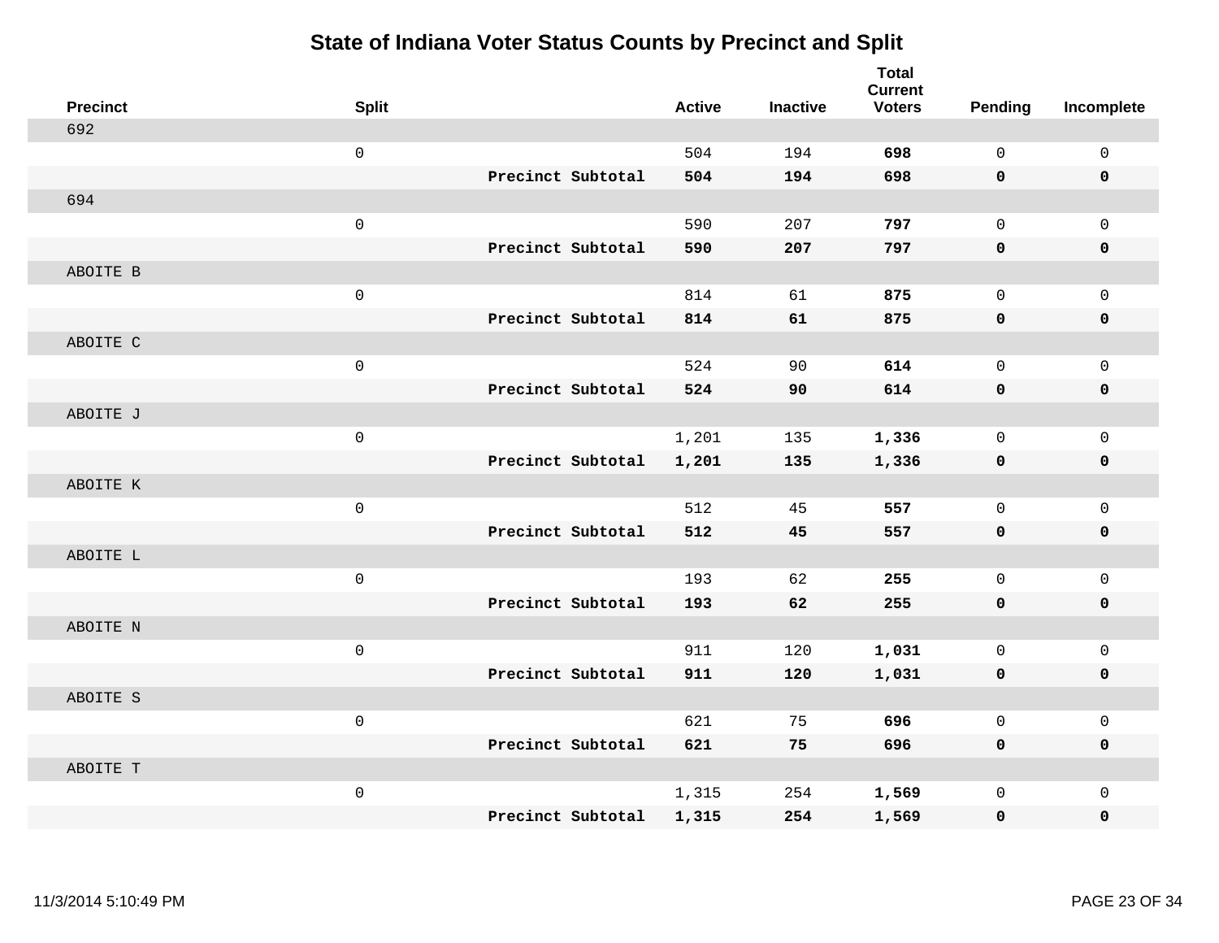# State of Indiana Voter Status Counts by Precinct and Split

| Precinct | Split | | Active | Inactive | Total Current Voters | Pending | Incomplete |
|---|---|---|---|---|---|---|---|
| 692 | | | | | | | |
| | 0 | | 504 | 194 | **698** | 0 | 0 |
| | | **Precinct Subtotal** | **504** | **194** | **698** | **0** | **0** |
| 694 | | | | | | | |
| | 0 | | 590 | 207 | **797** | 0 | 0 |
| | | **Precinct Subtotal** | **590** | **207** | **797** | **0** | **0** |
| ABOITE B | | | | | | | |
| | 0 | | 814 | 61 | **875** | 0 | 0 |
| | | **Precinct Subtotal** | **814** | **61** | **875** | **0** | **0** |
| ABOITE C | | | | | | | |
| | 0 | | 524 | 90 | **614** | 0 | 0 |
| | | **Precinct Subtotal** | **524** | **90** | **614** | **0** | **0** |
| ABOITE J | | | | | | | |
| | 0 | | 1,201 | 135 | **1,336** | 0 | 0 |
| | | **Precinct Subtotal** | **1,201** | **135** | **1,336** | **0** | **0** |
| ABOITE K | | | | | | | |
| | 0 | | 512 | 45 | **557** | 0 | 0 |
| | | **Precinct Subtotal** | **512** | **45** | **557** | **0** | **0** |
| ABOITE L | | | | | | | |
| | 0 | | 193 | 62 | **255** | 0 | 0 |
| | | **Precinct Subtotal** | **193** | **62** | **255** | **0** | **0** |
| ABOITE N | | | | | | | |
| | 0 | | 911 | 120 | **1,031** | 0 | 0 |
| | | **Precinct Subtotal** | **911** | **120** | **1,031** | **0** | **0** |
| ABOITE S | | | | | | | |
| | 0 | | 621 | 75 | **696** | 0 | 0 |
| | | **Precinct Subtotal** | **621** | **75** | **696** | **0** | **0** |
| ABOITE T | | | | | | | |
| | 0 | | 1,315 | 254 | **1,569** | 0 | 0 |
| | | **Precinct Subtotal** | **1,315** | **254** | **1,569** | **0** | **0** |

11/3/2014 5:10:49 PM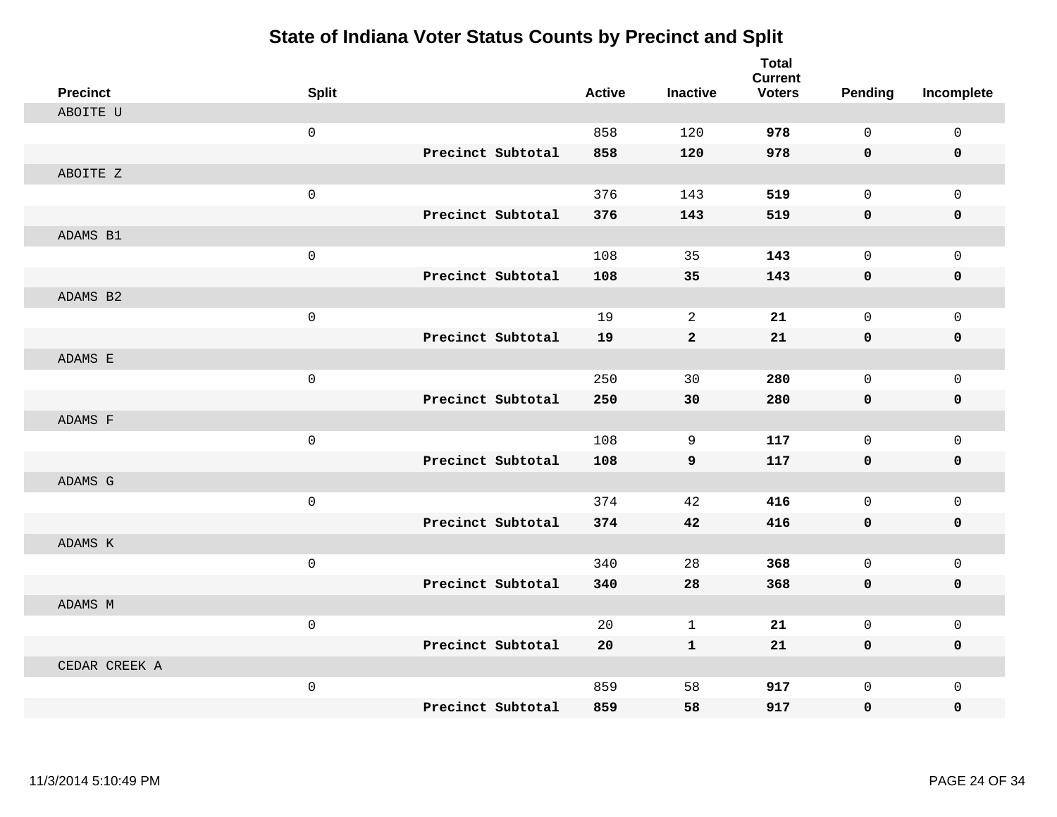# State of Indiana Voter Status Counts by Precinct and Split

| Precinct | Split | | Active | Inactive | Total Current Voters | Pending | Incomplete |
|---|---|---|---|---|---|---|---|
| ABOITE U | | | | | | | |
| | 0 | | 858 | 120 | **978** | 0 | 0 |
| | | **Precinct Subtotal** | **858** | **120** | **978** | **0** | **0** |
| ABOITE Z | | | | | | | |
| | 0 | | 376 | 143 | **519** | 0 | 0 |
| | | **Precinct Subtotal** | **376** | **143** | **519** | **0** | **0** |
| ADAMS B1 | | | | | | | |
| | 0 | | 108 | 35 | **143** | 0 | 0 |
| | | **Precinct Subtotal** | **108** | **35** | **143** | **0** | **0** |
| ADAMS B2 | | | | | | | |
| | 0 | | 19 | 2 | **21** | 0 | 0 |
| | | **Precinct Subtotal** | **19** | **2** | **21** | **0** | **0** |
| ADAMS E | | | | | | | |
| | 0 | | 250 | 30 | **280** | 0 | 0 |
| | | **Precinct Subtotal** | **250** | **30** | **280** | **0** | **0** |
| ADAMS F | | | | | | | |
| | 0 | | 108 | 9 | **117** | 0 | 0 |
| | | **Precinct Subtotal** | **108** | **9** | **117** | **0** | **0** |
| ADAMS G | | | | | | | |
| | 0 | | 374 | 42 | **416** | 0 | 0 |
| | | **Precinct Subtotal** | **374** | **42** | **416** | **0** | **0** |
| ADAMS K | | | | | | | |
| | 0 | | 340 | 28 | **368** | 0 | 0 |
| | | **Precinct Subtotal** | **340** | **28** | **368** | **0** | **0** |
| ADAMS M | | | | | | | |
| | 0 | | 20 | 1 | **21** | 0 | 0 |
| | | **Precinct Subtotal** | **20** | **1** | **21** | **0** | **0** |
| CEDAR CREEK A | | | | | | | |
| | 0 | | 859 | 58 | **917** | 0 | 0 |
| | | **Precinct Subtotal** | **859** | **58** | **917** | **0** | **0** |

11/3/2014 5:10:49 PM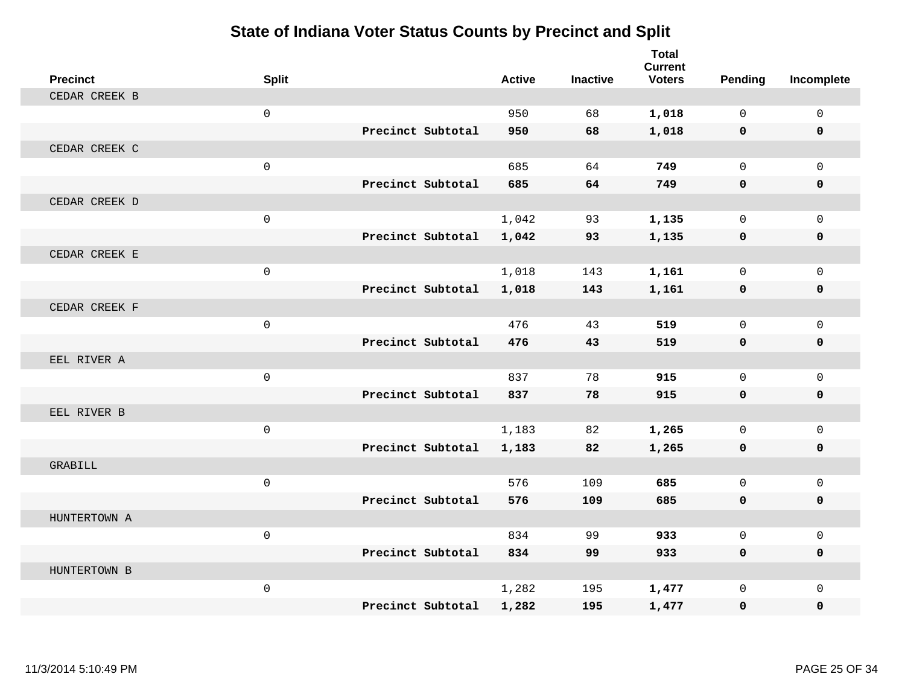# State of Indiana Voter Status Counts by Precinct and Split

| Precinct | Split | | Active | Inactive | Total Current Voters | Pending | Incomplete |
|---|---|---|---|---|---|---|---|
| CEDAR CREEK B | | | | | | | |
| | 0 | | 950 | 68 | **1,018** | 0 | 0 |
| | | **Precinct Subtotal** | **950** | **68** | **1,018** | **0** | **0** |
| CEDAR CREEK C | | | | | | | |
| | 0 | | 685 | 64 | **749** | 0 | 0 |
| | | **Precinct Subtotal** | **685** | **64** | **749** | **0** | **0** |
| CEDAR CREEK D | | | | | | | |
| | 0 | | 1,042 | 93 | **1,135** | 0 | 0 |
| | | **Precinct Subtotal** | **1,042** | **93** | **1,135** | **0** | **0** |
| CEDAR CREEK E | | | | | | | |
| | 0 | | 1,018 | 143 | **1,161** | 0 | 0 |
| | | **Precinct Subtotal** | **1,018** | **143** | **1,161** | **0** | **0** |
| CEDAR CREEK F | | | | | | | |
| | 0 | | 476 | 43 | **519** | 0 | 0 |
| | | **Precinct Subtotal** | **476** | **43** | **519** | **0** | **0** |
| EEL RIVER A | | | | | | | |
| | 0 | | 837 | 78 | **915** | 0 | 0 |
| | | **Precinct Subtotal** | **837** | **78** | **915** | **0** | **0** |
| EEL RIVER B | | | | | | | |
| | 0 | | 1,183 | 82 | **1,265** | 0 | 0 |
| | | **Precinct Subtotal** | **1,183** | **82** | **1,265** | **0** | **0** |
| GRABILL | | | | | | | |
| | 0 | | 576 | 109 | **685** | 0 | 0 |
| | | **Precinct Subtotal** | **576** | **109** | **685** | **0** | **0** |
| HUNTERTOWN A | | | | | | | |
| | 0 | | 834 | 99 | **933** | 0 | 0 |
| | | **Precinct Subtotal** | **834** | **99** | **933** | **0** | **0** |
| HUNTERTOWN B | | | | | | | |
| | 0 | | 1,282 | 195 | **1,477** | 0 | 0 |
| | | **Precinct Subtotal** | **1,282** | **195** | **1,477** | **0** | **0** |

11/3/2014 5:10:49 PM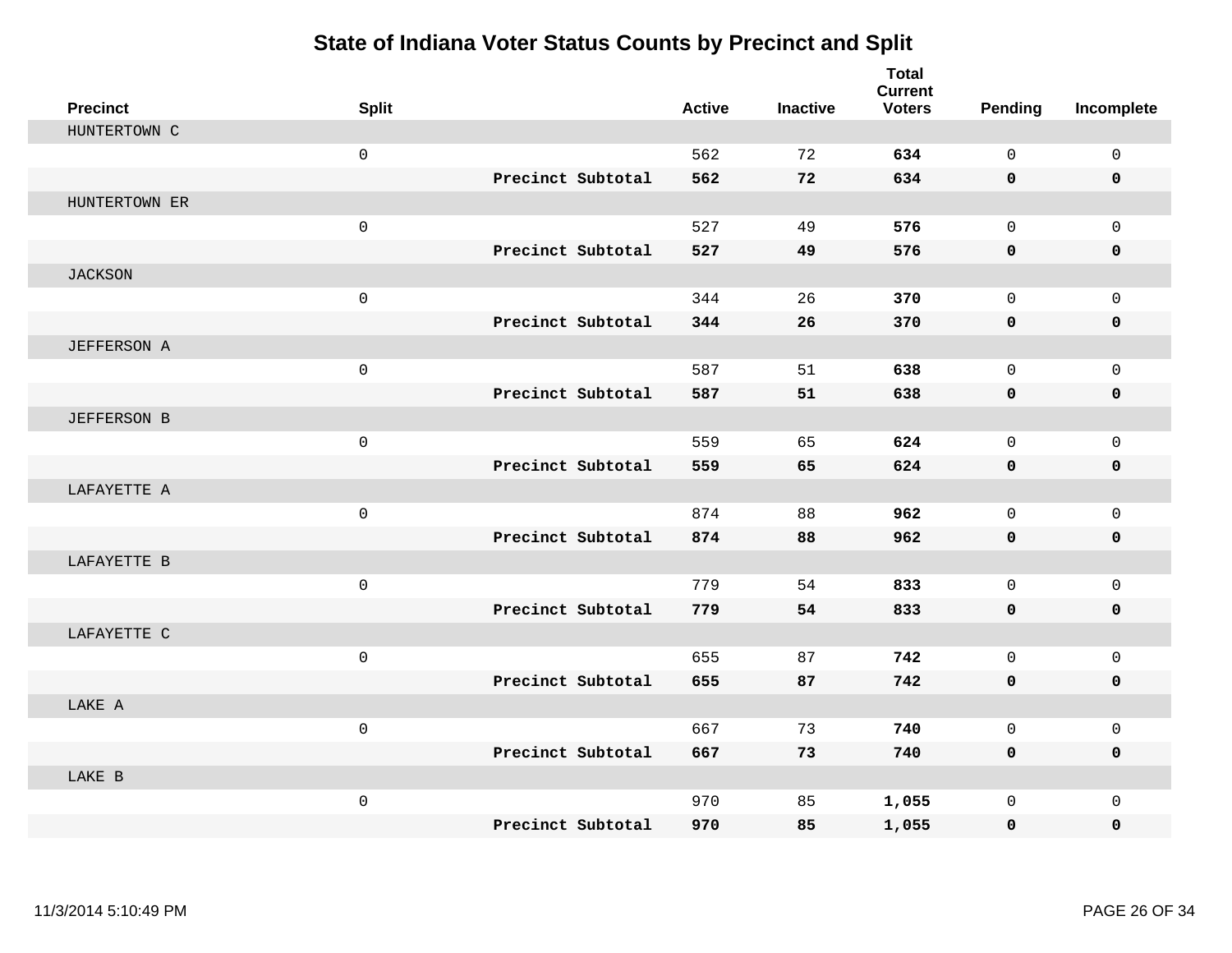# State of Indiana Voter Status Counts by Precinct and Split

| Precinct | Split | | Active | Inactive | Total Current Voters | Pending | Incomplete |
|---|---|---|---|---|---|---|---|
| HUNTERTOWN C | | | | | | | |
| | 0 | | 562 | 72 | **634** | 0 | 0 |
| | | **Precinct Subtotal** | **562** | **72** | **634** | **0** | **0** |
| HUNTERTOWN ER | | | | | | | |
| | 0 | | 527 | 49 | **576** | 0 | 0 |
| | | **Precinct Subtotal** | **527** | **49** | **576** | **0** | **0** |
| JACKSON | | | | | | | |
| | 0 | | 344 | 26 | **370** | 0 | 0 |
| | | **Precinct Subtotal** | **344** | **26** | **370** | **0** | **0** |
| JEFFERSON A | | | | | | | |
| | 0 | | 587 | 51 | **638** | 0 | 0 |
| | | **Precinct Subtotal** | **587** | **51** | **638** | **0** | **0** |
| JEFFERSON B | | | | | | | |
| | 0 | | 559 | 65 | **624** | 0 | 0 |
| | | **Precinct Subtotal** | **559** | **65** | **624** | **0** | **0** |
| LAFAYETTE A | | | | | | | |
| | 0 | | 874 | 88 | **962** | 0 | 0 |
| | | **Precinct Subtotal** | **874** | **88** | **962** | **0** | **0** |
| LAFAYETTE B | | | | | | | |
| | 0 | | 779 | 54 | **833** | 0 | 0 |
| | | **Precinct Subtotal** | **779** | **54** | **833** | **0** | **0** |
| LAFAYETTE C | | | | | | | |
| | 0 | | 655 | 87 | **742** | 0 | 0 |
| | | **Precinct Subtotal** | **655** | **87** | **742** | **0** | **0** |
| LAKE A | | | | | | | |
| | 0 | | 667 | 73 | **740** | 0 | 0 |
| | | **Precinct Subtotal** | **667** | **73** | **740** | **0** | **0** |
| LAKE B | | | | | | | |
| | 0 | | 970 | 85 | **1,055** | 0 | 0 |
| | | **Precinct Subtotal** | **970** | **85** | **1,055** | **0** | **0** |

11/3/2014 5:10:49 PM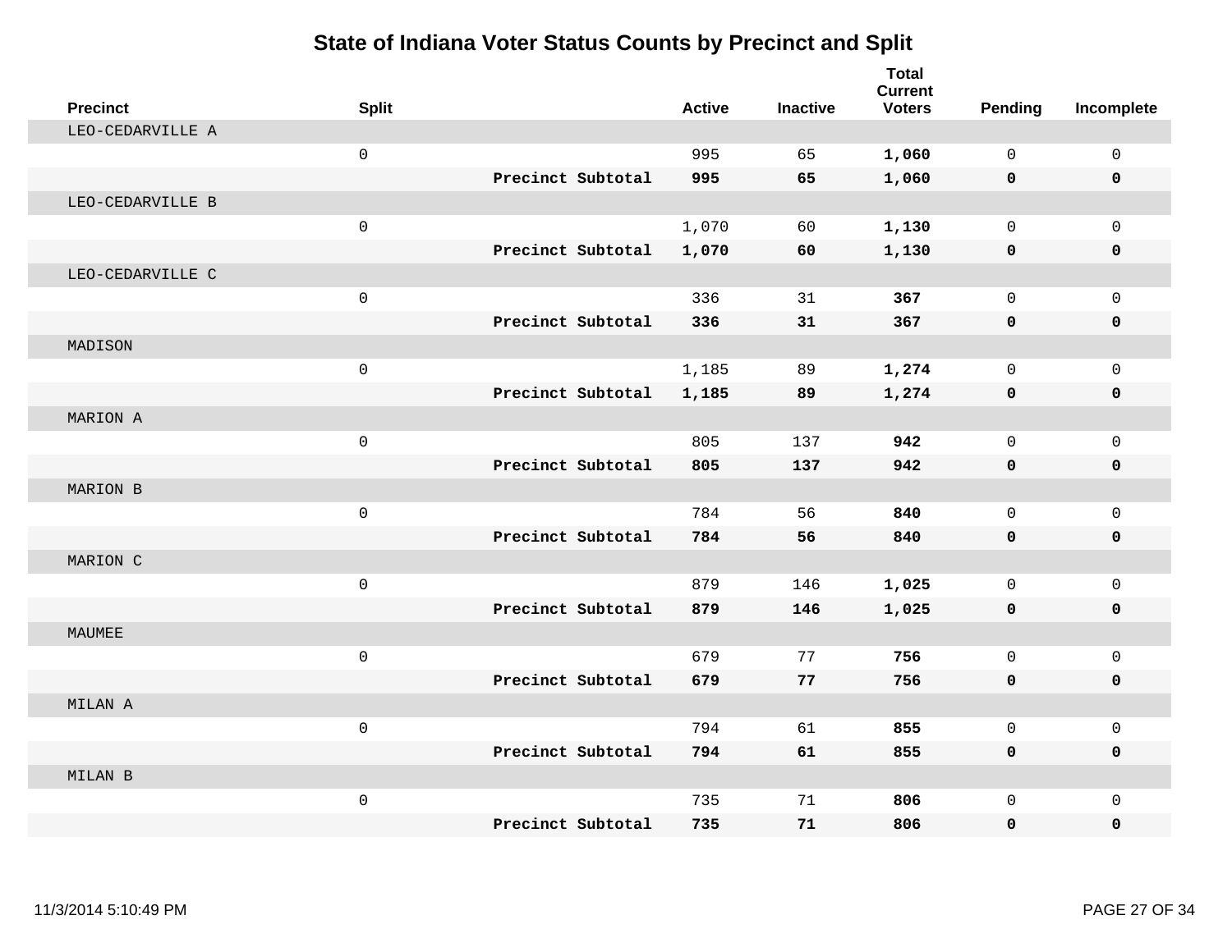# State of Indiana Voter Status Counts by Precinct and Split

| Precinct | Split | | Active | Inactive | Total Current Voters | Pending | Incomplete |
|---|---|---|---|---|---|---|---|
| LEO-CEDARVILLE A | | | | | | | |
| | 0 | | 995 | 65 | **1,060** | 0 | 0 |
| | | **Precinct Subtotal** | **995** | **65** | **1,060** | **0** | **0** |
| LEO-CEDARVILLE B | | | | | | | |
| | 0 | | 1,070 | 60 | **1,130** | 0 | 0 |
| | | **Precinct Subtotal** | **1,070** | **60** | **1,130** | **0** | **0** |
| LEO-CEDARVILLE C | | | | | | | |
| | 0 | | 336 | 31 | **367** | 0 | 0 |
| | | **Precinct Subtotal** | **336** | **31** | **367** | **0** | **0** |
| MADISON | | | | | | | |
| | 0 | | 1,185 | 89 | **1,274** | 0 | 0 |
| | | **Precinct Subtotal** | **1,185** | **89** | **1,274** | **0** | **0** |
| MARION A | | | | | | | |
| | 0 | | 805 | 137 | **942** | 0 | 0 |
| | | **Precinct Subtotal** | **805** | **137** | **942** | **0** | **0** |
| MARION B | | | | | | | |
| | 0 | | 784 | 56 | **840** | 0 | 0 |
| | | **Precinct Subtotal** | **784** | **56** | **840** | **0** | **0** |
| MARION C | | | | | | | |
| | 0 | | 879 | 146 | **1,025** | 0 | 0 |
| | | **Precinct Subtotal** | **879** | **146** | **1,025** | **0** | **0** |
| MAUMEE | | | | | | | |
| | 0 | | 679 | 77 | **756** | 0 | 0 |
| | | **Precinct Subtotal** | **679** | **77** | **756** | **0** | **0** |
| MILAN A | | | | | | | |
| | 0 | | 794 | 61 | **855** | 0 | 0 |
| | | **Precinct Subtotal** | **794** | **61** | **855** | **0** | **0** |
| MILAN B | | | | | | | |
| | 0 | | 735 | 71 | **806** | 0 | 0 |
| | | **Precinct Subtotal** | **735** | **71** | **806** | **0** | **0** |

11/3/2014 5:10:49 PM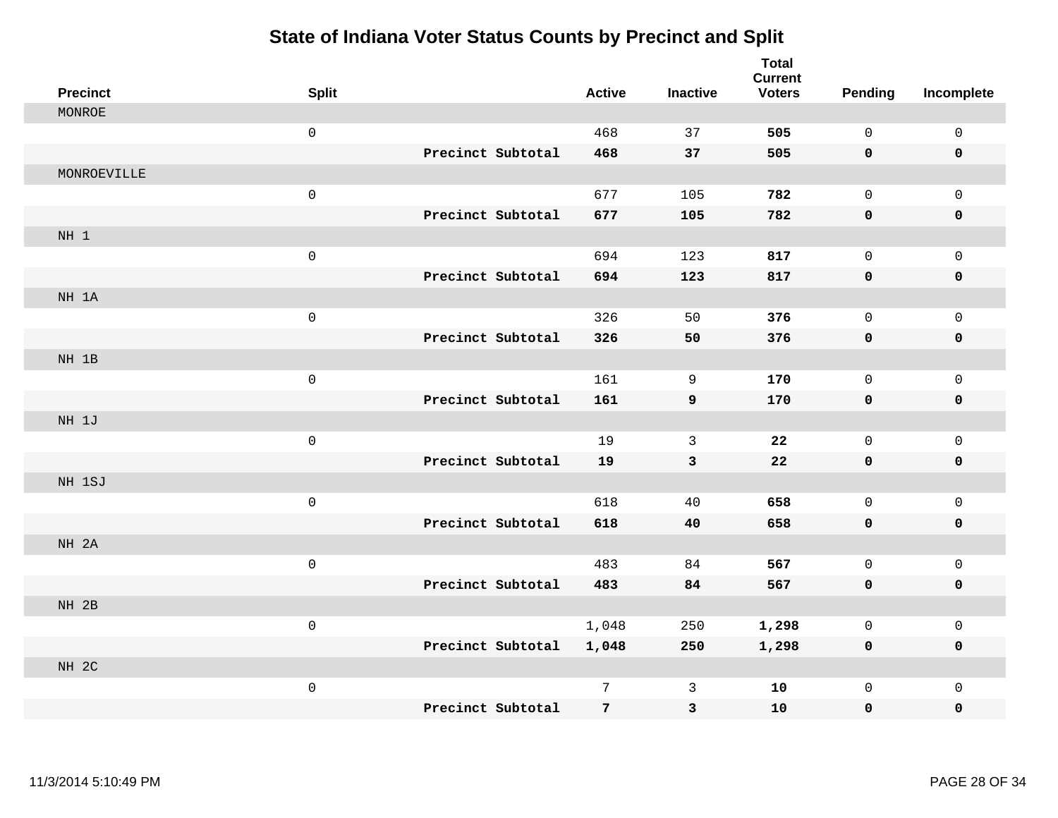# State of Indiana Voter Status Counts by Precinct and Split

| Precinct | Split | | Active | Inactive | Total Current Voters | Pending | Incomplete |
|---|---|---|---|---|---|---|---|
| MONROE | | | | | | | |
| | 0 | | 468 | 37 | **505** | 0 | 0 |
| | | **Precinct Subtotal** | **468** | **37** | **505** | **0** | **0** |
| MONROEVILLE | | | | | | | |
| | 0 | | 677 | 105 | **782** | 0 | 0 |
| | | **Precinct Subtotal** | **677** | **105** | **782** | **0** | **0** |
| NH 1 | | | | | | | |
| | 0 | | 694 | 123 | **817** | 0 | 0 |
| | | **Precinct Subtotal** | **694** | **123** | **817** | **0** | **0** |
| NH 1A | | | | | | | |
| | 0 | | 326 | 50 | **376** | 0 | 0 |
| | | **Precinct Subtotal** | **326** | **50** | **376** | **0** | **0** |
| NH 1B | | | | | | | |
| | 0 | | 161 | 9 | **170** | 0 | 0 |
| | | **Precinct Subtotal** | **161** | **9** | **170** | **0** | **0** |
| NH 1J | | | | | | | |
| | 0 | | 19 | 3 | **22** | 0 | 0 |
| | | **Precinct Subtotal** | **19** | **3** | **22** | **0** | **0** |
| NH 1SJ | | | | | | | |
| | 0 | | 618 | 40 | **658** | 0 | 0 |
| | | **Precinct Subtotal** | **618** | **40** | **658** | **0** | **0** |
| NH 2A | | | | | | | |
| | 0 | | 483 | 84 | **567** | 0 | 0 |
| | | **Precinct Subtotal** | **483** | **84** | **567** | **0** | **0** |
| NH 2B | | | | | | | |
| | 0 | | 1,048 | 250 | **1,298** | 0 | 0 |
| | | **Precinct Subtotal** | **1,048** | **250** | **1,298** | **0** | **0** |
| NH 2C | | | | | | | |
| | 0 | | 7 | 3 | **10** | 0 | 0 |
| | | **Precinct Subtotal** | **7** | **3** | **10** | **0** | **0** |

11/3/2014 5:10:49 PM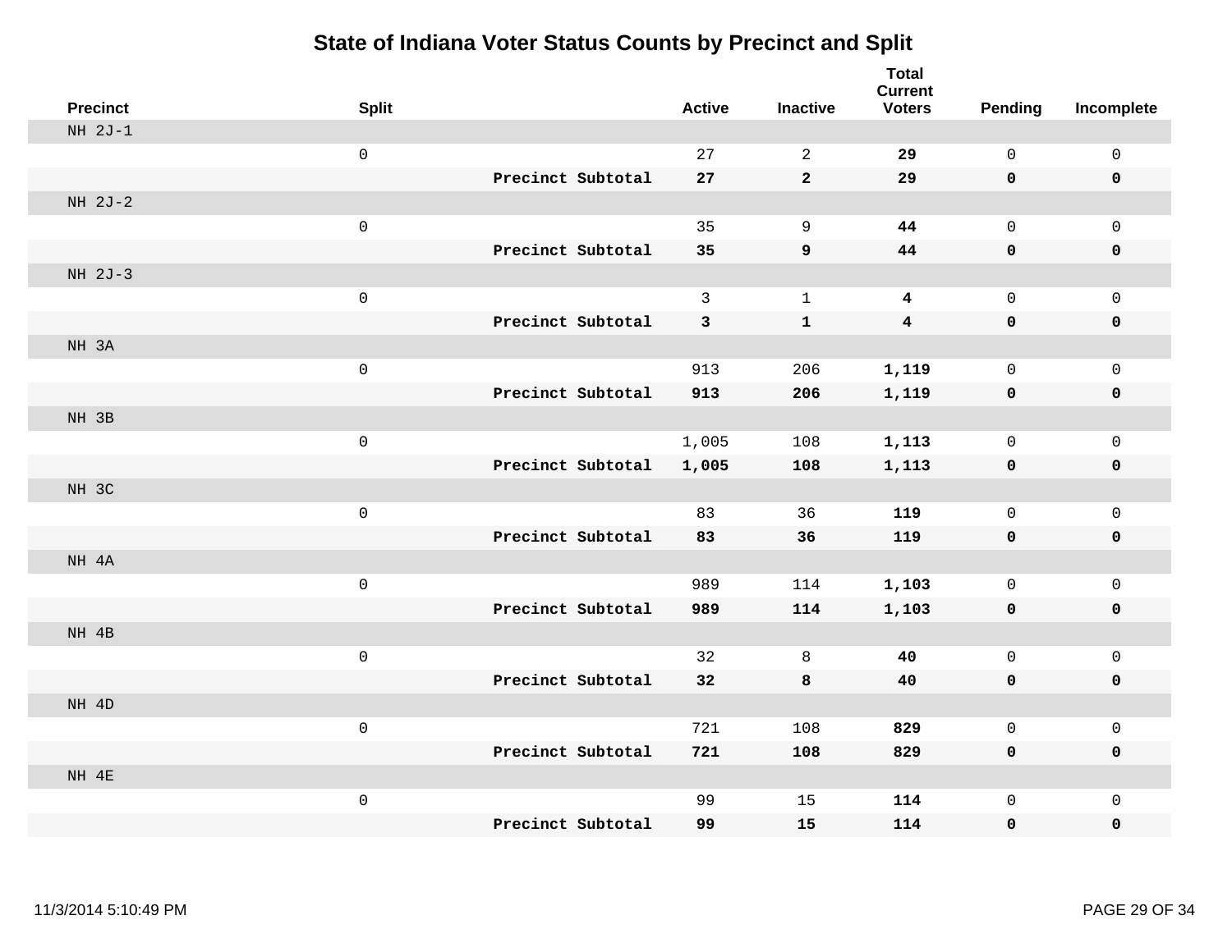# State of Indiana Voter Status Counts by Precinct and Split

| Precinct | Split | | Active | Inactive | Total Current Voters | Pending | Incomplete |
|---|---|---|---|---|---|---|---|
| NH 2J-1 | | | | | | | |
| | 0 | | 27 | 2 | **29** | 0 | 0 |
| | | **Precinct Subtotal** | **27** | **2** | **29** | **0** | **0** |
| NH 2J-2 | | | | | | | |
| | 0 | | 35 | 9 | **44** | 0 | 0 |
| | | **Precinct Subtotal** | **35** | **9** | **44** | **0** | **0** |
| NH 2J-3 | | | | | | | |
| | 0 | | 3 | 1 | **4** | 0 | 0 |
| | | **Precinct Subtotal** | **3** | **1** | **4** | **0** | **0** |
| NH 3A | | | | | | | |
| | 0 | | 913 | 206 | **1,119** | 0 | 0 |
| | | **Precinct Subtotal** | **913** | **206** | **1,119** | **0** | **0** |
| NH 3B | | | | | | | |
| | 0 | | 1,005 | 108 | **1,113** | 0 | 0 |
| | | **Precinct Subtotal** | **1,005** | **108** | **1,113** | **0** | **0** |
| NH 3C | | | | | | | |
| | 0 | | 83 | 36 | **119** | 0 | 0 |
| | | **Precinct Subtotal** | **83** | **36** | **119** | **0** | **0** |
| NH 4A | | | | | | | |
| | 0 | | 989 | 114 | **1,103** | 0 | 0 |
| | | **Precinct Subtotal** | **989** | **114** | **1,103** | **0** | **0** |
| NH 4B | | | | | | | |
| | 0 | | 32 | 8 | **40** | 0 | 0 |
| | | **Precinct Subtotal** | **32** | **8** | **40** | **0** | **0** |
| NH 4D | | | | | | | |
| | 0 | | 721 | 108 | **829** | 0 | 0 |
| | | **Precinct Subtotal** | **721** | **108** | **829** | **0** | **0** |
| NH 4E | | | | | | | |
| | 0 | | 99 | 15 | **114** | 0 | 0 |
| | | **Precinct Subtotal** | **99** | **15** | **114** | **0** | **0** |

11/3/2014 5:10:49 PM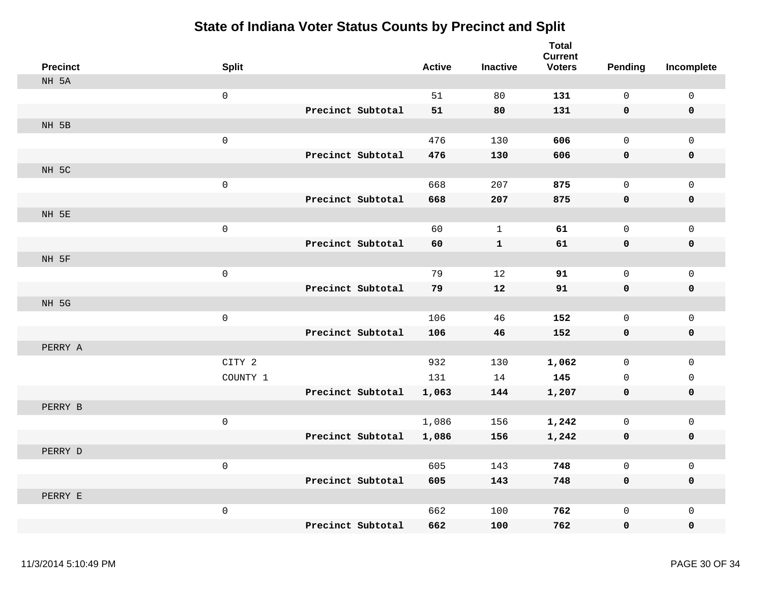# State of Indiana Voter Status Counts by Precinct and Split

| Precinct | Split | | Active | Inactive | Total Current Voters | Pending | Incomplete |
|---|---|---|---|---|---|---|---|
| NH 5A | | | | | | | |
| | 0 | | 51 | 80 | **131** | 0 | 0 |
| | | **Precinct Subtotal** | **51** | **80** | **131** | **0** | **0** |
| NH 5B | | | | | | | |
| | 0 | | 476 | 130 | **606** | 0 | 0 |
| | | **Precinct Subtotal** | **476** | **130** | **606** | **0** | **0** |
| NH 5C | | | | | | | |
| | 0 | | 668 | 207 | **875** | 0 | 0 |
| | | **Precinct Subtotal** | **668** | **207** | **875** | **0** | **0** |
| NH 5E | | | | | | | |
| | 0 | | 60 | 1 | **61** | 0 | 0 |
| | | **Precinct Subtotal** | **60** | **1** | **61** | **0** | **0** |
| NH 5F | | | | | | | |
| | 0 | | 79 | 12 | **91** | 0 | 0 |
| | | **Precinct Subtotal** | **79** | **12** | **91** | **0** | **0** |
| NH 5G | | | | | | | |
| | 0 | | 106 | 46 | **152** | 0 | 0 |
| | | **Precinct Subtotal** | **106** | **46** | **152** | **0** | **0** |
| PERRY A | | | | | | | |
| | CITY 2 | | 932 | 130 | **1,062** | 0 | 0 |
| | COUNTY 1 | | 131 | 14 | **145** | 0 | 0 |
| | | **Precinct Subtotal** | **1,063** | **144** | **1,207** | **0** | **0** |
| PERRY B | | | | | | | |
| | 0 | | 1,086 | 156 | **1,242** | 0 | 0 |
| | | **Precinct Subtotal** | **1,086** | **156** | **1,242** | **0** | **0** |
| PERRY D | | | | | | | |
| | 0 | | 605 | 143 | **748** | 0 | 0 |
| | | **Precinct Subtotal** | **605** | **143** | **748** | **0** | **0** |
| PERRY E | | | | | | | |
| | 0 | | 662 | 100 | **762** | 0 | 0 |
| | | **Precinct Subtotal** | **662** | **100** | **762** | **0** | **0** |

11/3/2014 5:10:49 PM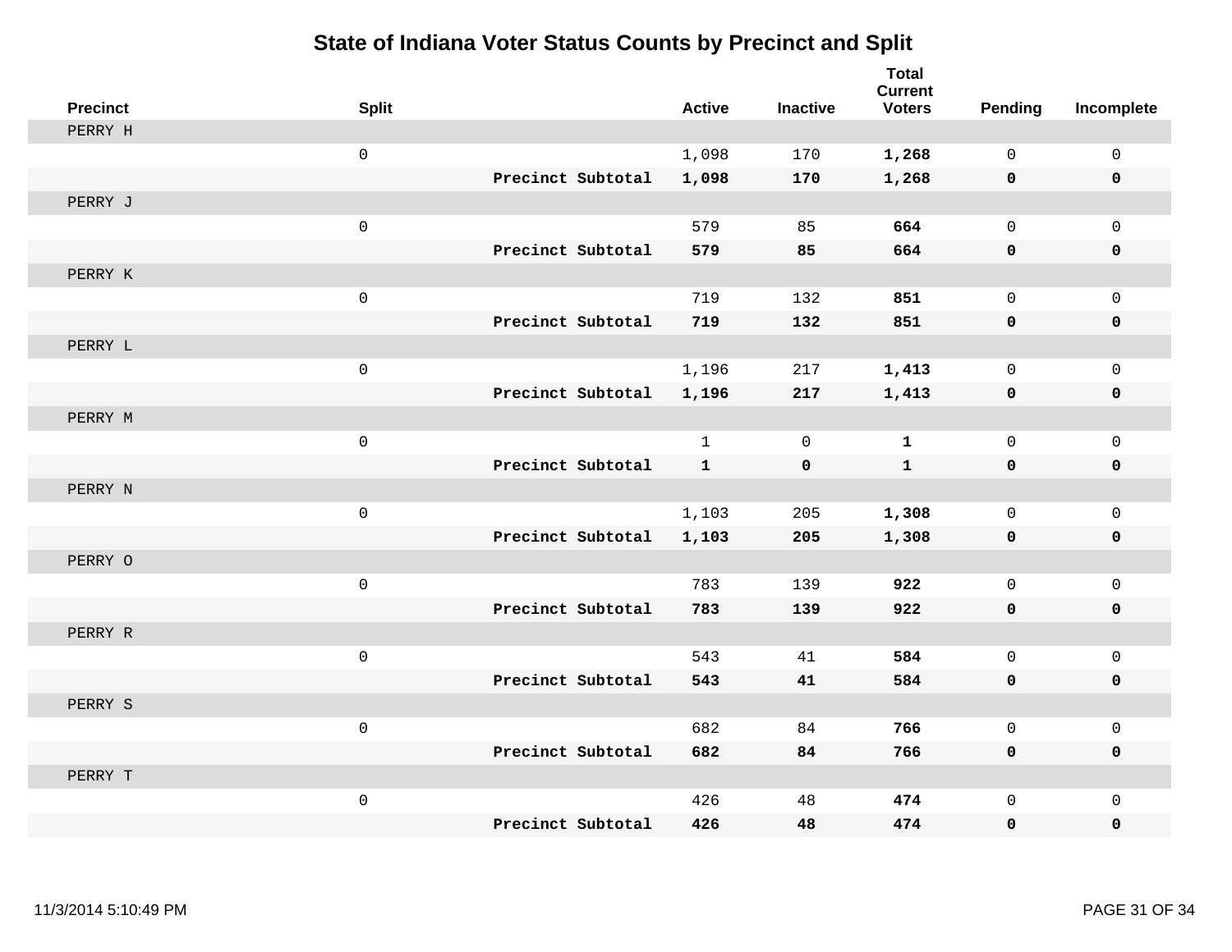# State of Indiana Voter Status Counts by Precinct and Split

| Precinct | Split | | Active | Inactive | Total Current Voters | Pending | Incomplete |
|---|---|---|---|---|---|---|---|
| PERRY H | | | | | | | |
| | 0 | | 1,098 | 170 | **1,268** | 0 | 0 |
| | | **Precinct Subtotal** | **1,098** | **170** | **1,268** | **0** | **0** |
| PERRY J | | | | | | | |
| | 0 | | 579 | 85 | **664** | 0 | 0 |
| | | **Precinct Subtotal** | **579** | **85** | **664** | **0** | **0** |
| PERRY K | | | | | | | |
| | 0 | | 719 | 132 | **851** | 0 | 0 |
| | | **Precinct Subtotal** | **719** | **132** | **851** | **0** | **0** |
| PERRY L | | | | | | | |
| | 0 | | 1,196 | 217 | **1,413** | 0 | 0 |
| | | **Precinct Subtotal** | **1,196** | **217** | **1,413** | **0** | **0** |
| PERRY M | | | | | | | |
| | 0 | | 1 | 0 | **1** | 0 | 0 |
| | | **Precinct Subtotal** | **1** | **0** | **1** | **0** | **0** |
| PERRY N | | | | | | | |
| | 0 | | 1,103 | 205 | **1,308** | 0 | 0 |
| | | **Precinct Subtotal** | **1,103** | **205** | **1,308** | **0** | **0** |
| PERRY O | | | | | | | |
| | 0 | | 783 | 139 | **922** | 0 | 0 |
| | | **Precinct Subtotal** | **783** | **139** | **922** | **0** | **0** |
| PERRY R | | | | | | | |
| | 0 | | 543 | 41 | **584** | 0 | 0 |
| | | **Precinct Subtotal** | **543** | **41** | **584** | **0** | **0** |
| PERRY S | | | | | | | |
| | 0 | | 682 | 84 | **766** | 0 | 0 |
| | | **Precinct Subtotal** | **682** | **84** | **766** | **0** | **0** |
| PERRY T | | | | | | | |
| | 0 | | 426 | 48 | **474** | 0 | 0 |
| | | **Precinct Subtotal** | **426** | **48** | **474** | **0** | **0** |

11/3/2014 5:10:49 PM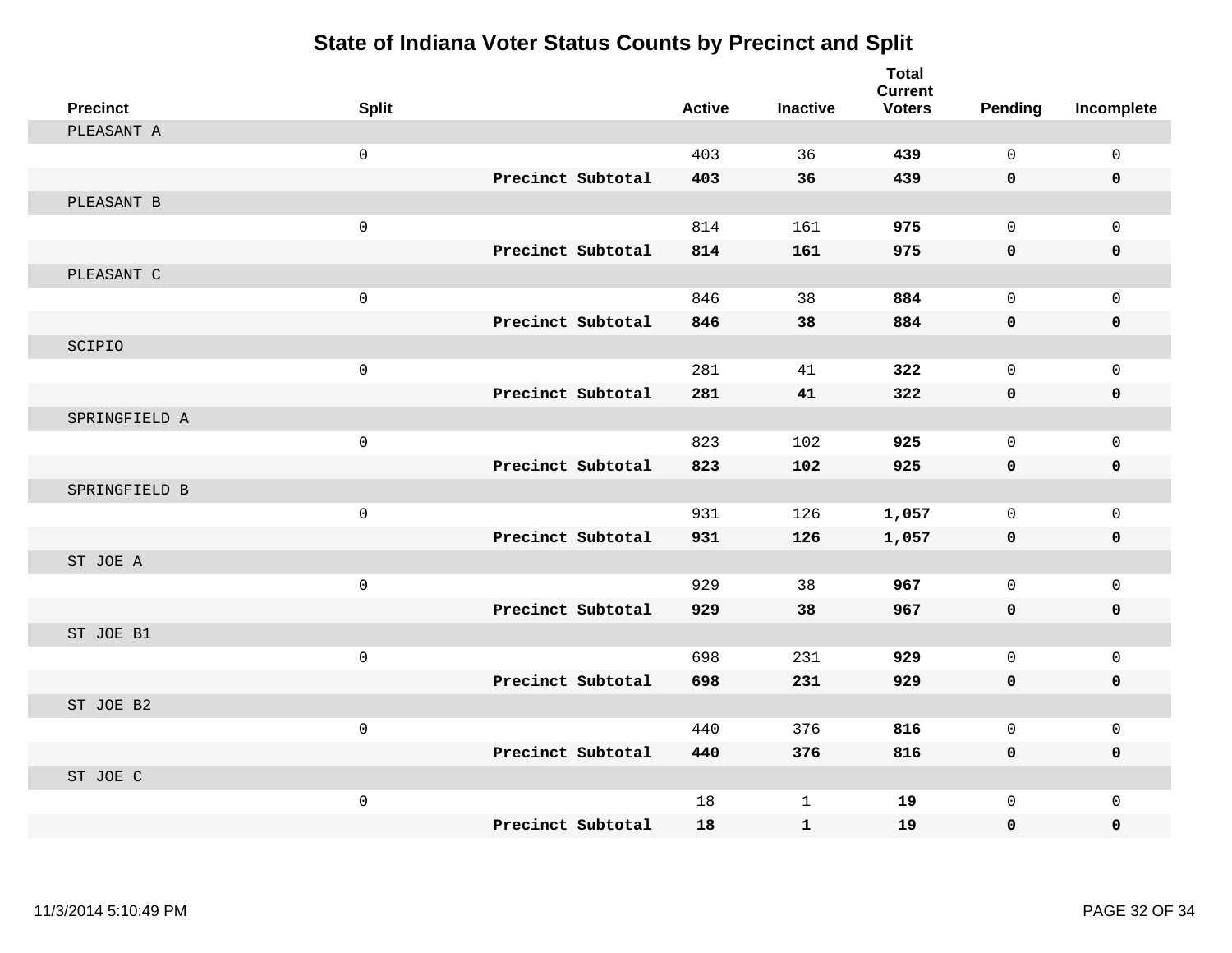# State of Indiana Voter Status Counts by Precinct and Split

| Precinct | Split | | Active | Inactive | Total Current Voters | Pending | Incomplete |
|---|---|---|---|---|---|---|---|
| PLEASANT A | | | | | | | |
| | 0 | | 403 | 36 | **439** | 0 | 0 |
| | | **Precinct Subtotal** | **403** | **36** | **439** | **0** | **0** |
| PLEASANT B | | | | | | | |
| | 0 | | 814 | 161 | **975** | 0 | 0 |
| | | **Precinct Subtotal** | **814** | **161** | **975** | **0** | **0** |
| PLEASANT C | | | | | | | |
| | 0 | | 846 | 38 | **884** | 0 | 0 |
| | | **Precinct Subtotal** | **846** | **38** | **884** | **0** | **0** |
| SCIPIO | | | | | | | |
| | 0 | | 281 | 41 | **322** | 0 | 0 |
| | | **Precinct Subtotal** | **281** | **41** | **322** | **0** | **0** |
| SPRINGFIELD A | | | | | | | |
| | 0 | | 823 | 102 | **925** | 0 | 0 |
| | | **Precinct Subtotal** | **823** | **102** | **925** | **0** | **0** |
| SPRINGFIELD B | | | | | | | |
| | 0 | | 931 | 126 | **1,057** | 0 | 0 |
| | | **Precinct Subtotal** | **931** | **126** | **1,057** | **0** | **0** |
| ST JOE A | | | | | | | |
| | 0 | | 929 | 38 | **967** | 0 | 0 |
| | | **Precinct Subtotal** | **929** | **38** | **967** | **0** | **0** |
| ST JOE B1 | | | | | | | |
| | 0 | | 698 | 231 | **929** | 0 | 0 |
| | | **Precinct Subtotal** | **698** | **231** | **929** | **0** | **0** |
| ST JOE B2 | | | | | | | |
| | 0 | | 440 | 376 | **816** | 0 | 0 |
| | | **Precinct Subtotal** | **440** | **376** | **816** | **0** | **0** |
| ST JOE C | | | | | | | |
| | 0 | | 18 | 1 | **19** | 0 | 0 |
| | | **Precinct Subtotal** | **18** | **1** | **19** | **0** | **0** |

11/3/2014 5:10:49 PM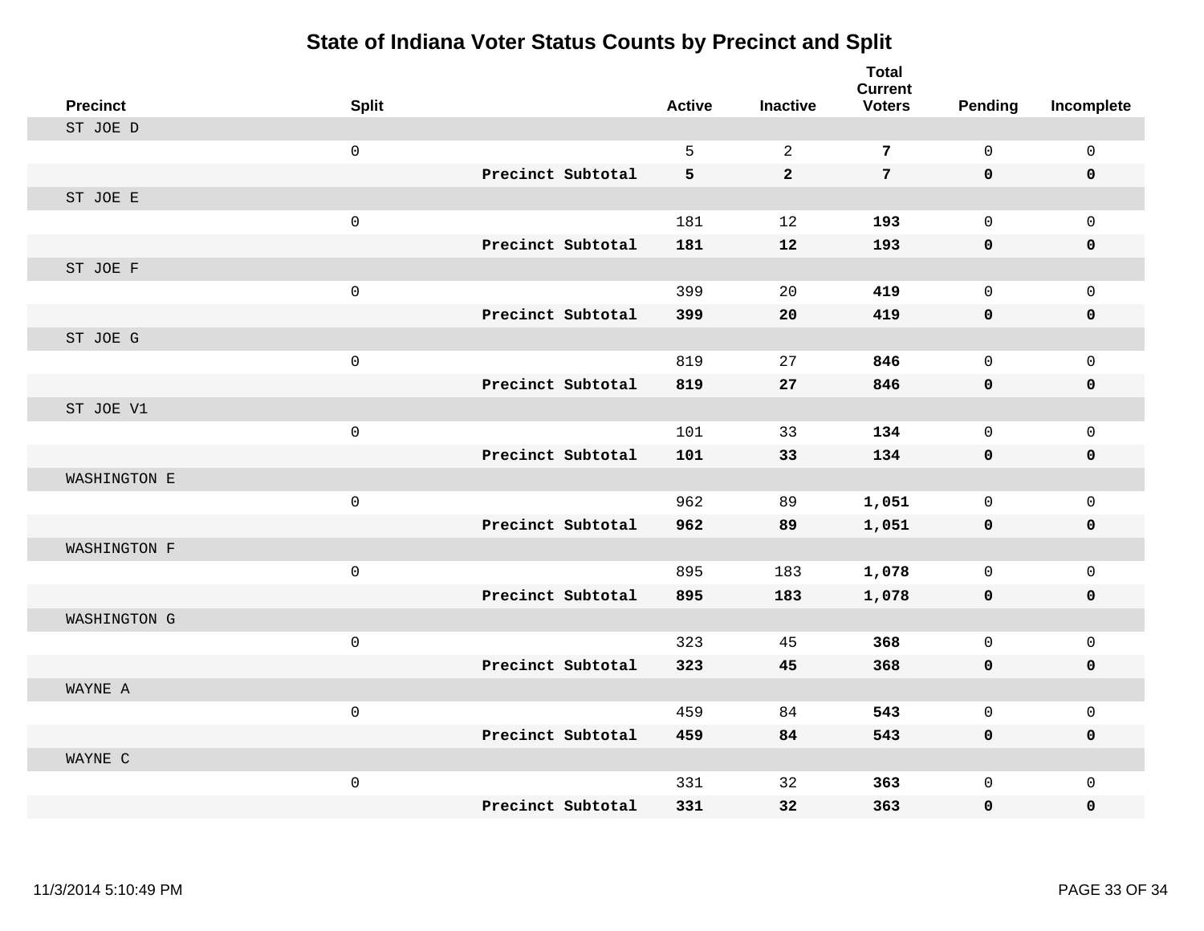# State of Indiana Voter Status Counts by Precinct and Split

| Precinct | Split | | Active | Inactive | Total Current Voters | Pending | Incomplete |
|---|---|---|---|---|---|---|---|
| ST JOE D | | | | | | | |
| | 0 | | 5 | 2 | **7** | 0 | 0 |
| | | **Precinct Subtotal** | **5** | **2** | **7** | **0** | **0** |
| ST JOE E | | | | | | | |
| | 0 | | 181 | 12 | **193** | 0 | 0 |
| | | **Precinct Subtotal** | **181** | **12** | **193** | **0** | **0** |
| ST JOE F | | | | | | | |
| | 0 | | 399 | 20 | **419** | 0 | 0 |
| | | **Precinct Subtotal** | **399** | **20** | **419** | **0** | **0** |
| ST JOE G | | | | | | | |
| | 0 | | 819 | 27 | **846** | 0 | 0 |
| | | **Precinct Subtotal** | **819** | **27** | **846** | **0** | **0** |
| ST JOE V1 | | | | | | | |
| | 0 | | 101 | 33 | **134** | 0 | 0 |
| | | **Precinct Subtotal** | **101** | **33** | **134** | **0** | **0** |
| WASHINGTON E | | | | | | | |
| | 0 | | 962 | 89 | **1,051** | 0 | 0 |
| | | **Precinct Subtotal** | **962** | **89** | **1,051** | **0** | **0** |
| WASHINGTON F | | | | | | | |
| | 0 | | 895 | 183 | **1,078** | 0 | 0 |
| | | **Precinct Subtotal** | **895** | **183** | **1,078** | **0** | **0** |
| WASHINGTON G | | | | | | | |
| | 0 | | 323 | 45 | **368** | 0 | 0 |
| | | **Precinct Subtotal** | **323** | **45** | **368** | **0** | **0** |
| WAYNE A | | | | | | | |
| | 0 | | 459 | 84 | **543** | 0 | 0 |
| | | **Precinct Subtotal** | **459** | **84** | **543** | **0** | **0** |
| WAYNE C | | | | | | | |
| | 0 | | 331 | 32 | **363** | 0 | 0 |
| | | **Precinct Subtotal** | **331** | **32** | **363** | **0** | **0** |

11/3/2014 5:10:49 PM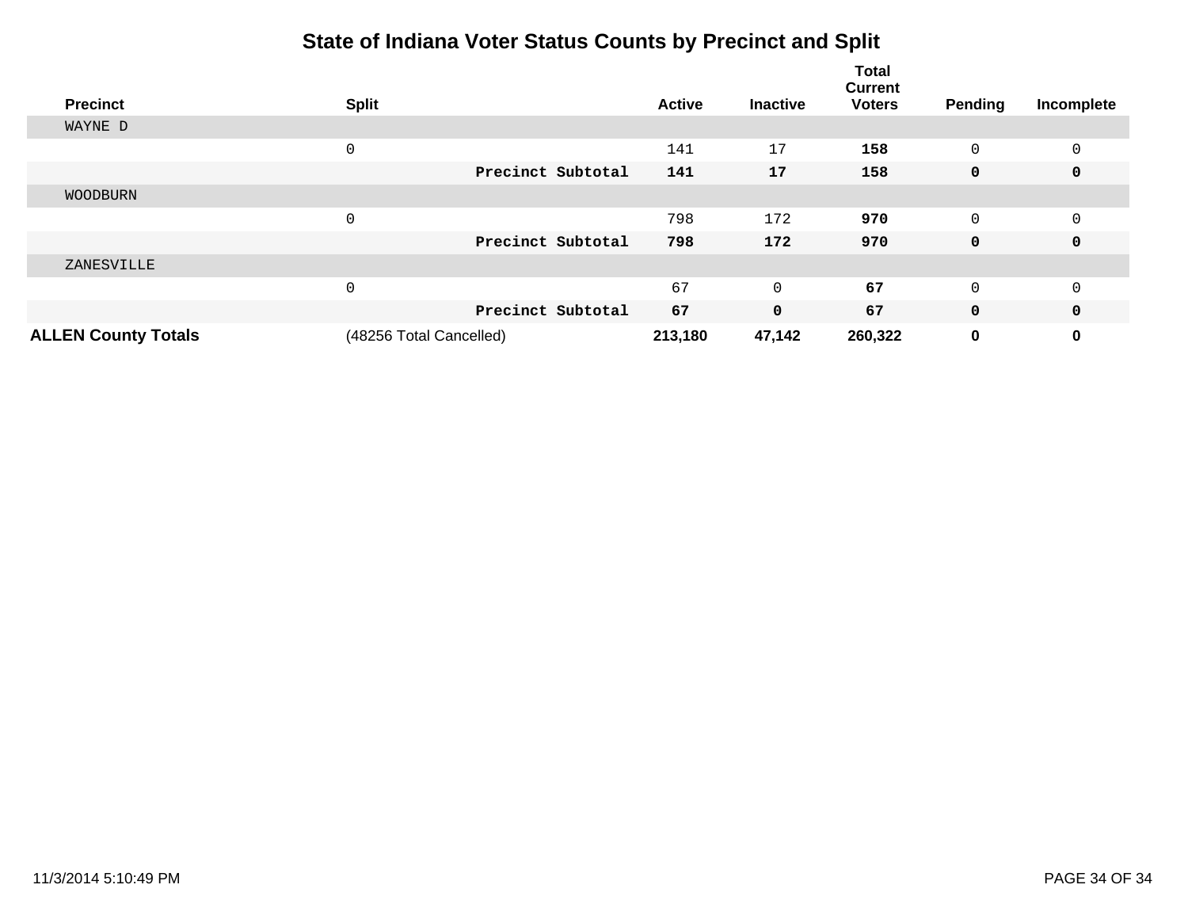# State of Indiana Voter Status Counts by Precinct and Split

| Precinct | Split | Active | Inactive | Total Current Voters | Pending | Incomplete |
|---|---|---|---|---|---|---|
| WAYNE D | | | | | | |
| | 0 | 141 | 17 | **158** | 0 | 0 |
| | **Precinct Subtotal** | **141** | **17** | **158** | **0** | **0** |
| WOODBURN | | | | | | |
| | 0 | 798 | 172 | **970** | 0 | 0 |
| | **Precinct Subtotal** | **798** | **172** | **970** | **0** | **0** |
| ZANESVILLE | | | | | | |
| | 0 | 67 | 0 | **67** | 0 | 0 |
| | **Precinct Subtotal** | **67** | **0** | **67** | **0** | **0** |
| **ALLEN County Totals** | (48256 Total Cancelled) | **213,180** | **47,142** | **260,322** | **0** | **0** |

11/3/2014 5:10:49 PM